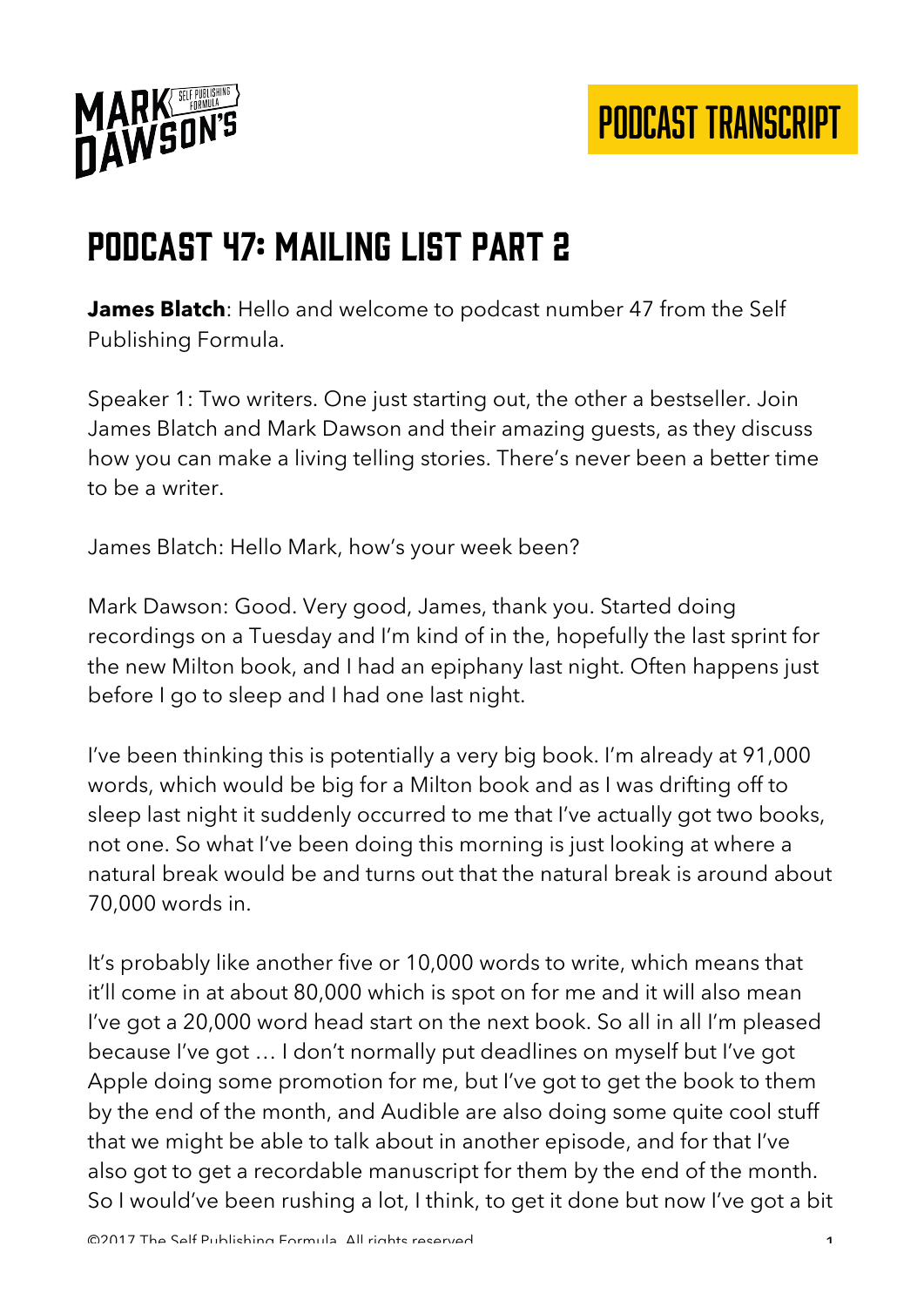# Podcast 47: Mailing List Part 2

**James Blatch**: Hello and welcome to podcast number 47 from the Self Publishing Formula.

Speaker 1: Two writers. One just starting out, the other a bestseller. Join James Blatch and Mark Dawson and their amazing guests, as they discuss how you can make a living telling stories. There's never been a better time to be a writer.

James Blatch: Hello Mark, how's your week been?

Mark Dawson: Good. Very good, James, thank you. Started doing recordings on a Tuesday and I'm kind of in the, hopefully the last sprint for the new Milton book, and I had an epiphany last night. Often happens just before I go to sleep and I had one last night.

I've been thinking this is potentially a very big book. I'm already at 91,000 words, which would be big for a Milton book and as I was drifting off to sleep last night it suddenly occurred to me that I've actually got two books, not one. So what I've been doing this morning is just looking at where a natural break would be and turns out that the natural break is around about 70,000 words in.

It's probably like another five or 10,000 words to write, which means that it'll come in at about 80,000 which is spot on for me and it will also mean I've got a 20,000 word head start on the next book. So all in all I'm pleased because I've got … I don't normally put deadlines on myself but I've got Apple doing some promotion for me, but I've got to get the book to them by the end of the month, and Audible are also doing some quite cool stuff that we might be able to talk about in another episode, and for that I've also got to get a recordable manuscript for them by the end of the month. So I would've been rushing a lot, I think, to get it done but now I've got a bit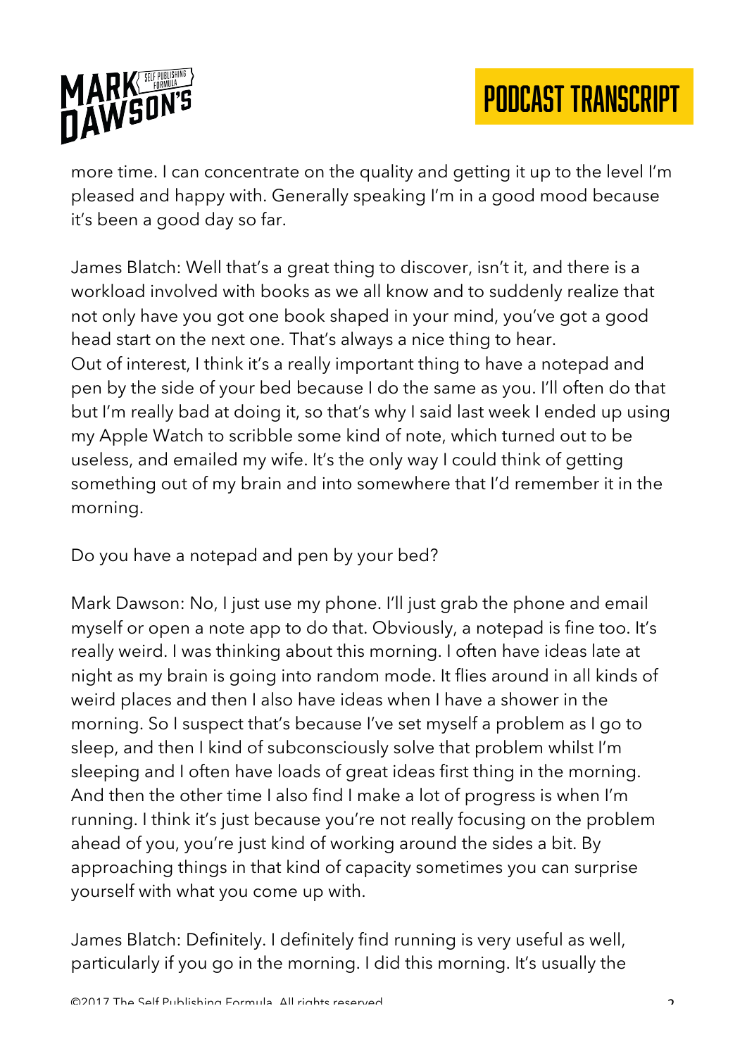more time. I can concentrate on the quality and getting it up to the level I'm pleased and happy with. Generally speaking I'm in a good mood because it's been a good day so far.

James Blatch: Well that's a great thing to discover, isn't it, and there is a workload involved with books as we all know and to suddenly realize that not only have you got one book shaped in your mind, you've got a good head start on the next one. That's always a nice thing to hear.
Out of interest, I think it's a really important thing to have a notepad and pen by the side of your bed because I do the same as you. I'll often do that but I'm really bad at doing it, so that's why I said last week I ended up using my Apple Watch to scribble some kind of note, which turned out to be useless, and emailed my wife. It's the only way I could think of getting something out of my brain and into somewhere that I'd remember it in the morning.

Do you have a notepad and pen by your bed?

Mark Dawson: No, I just use my phone. I'll just grab the phone and email myself or open a note app to do that. Obviously, a notepad is fine too. It's really weird. I was thinking about this morning. I often have ideas late at night as my brain is going into random mode. It flies around in all kinds of weird places and then I also have ideas when I have a shower in the morning. So I suspect that's because I've set myself a problem as I go to sleep, and then I kind of subconsciously solve that problem whilst I'm sleeping and I often have loads of great ideas first thing in the morning. And then the other time I also find I make a lot of progress is when I'm running. I think it's just because you're not really focusing on the problem ahead of you, you're just kind of working around the sides a bit. By approaching things in that kind of capacity sometimes you can surprise yourself with what you come up with.

James Blatch: Definitely. I definitely find running is very useful as well, particularly if you go in the morning. I did this morning. It's usually the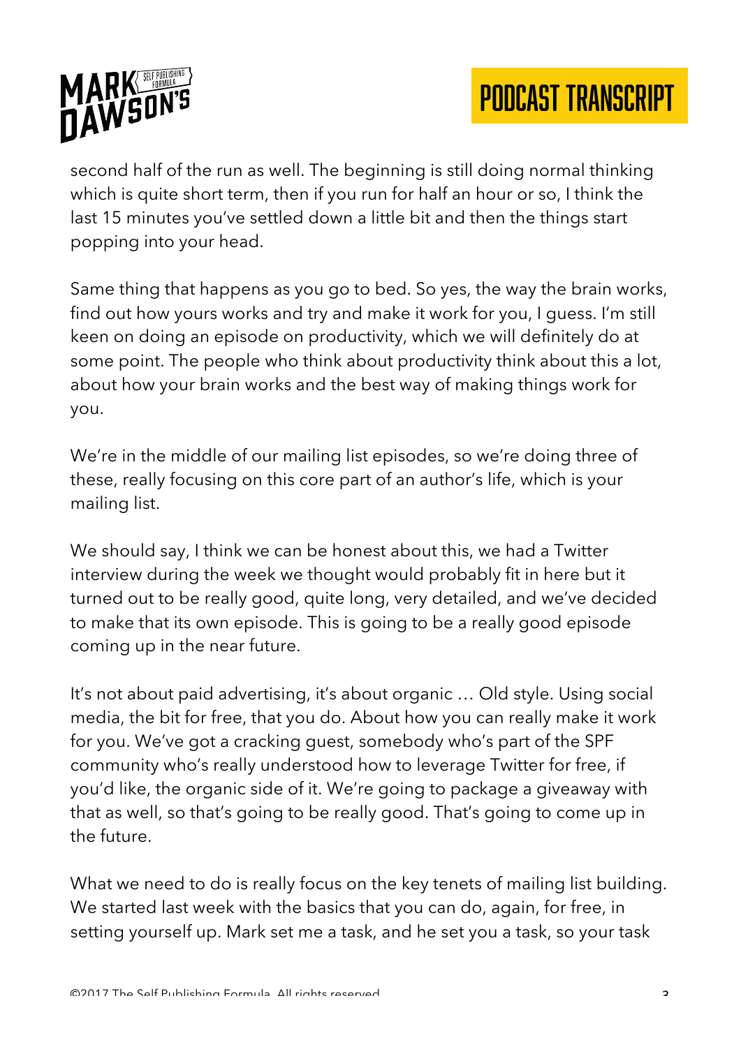second half of the run as well. The beginning is still doing normal thinking which is quite short term, then if you run for half an hour or so, I think the last 15 minutes you've settled down a little bit and then the things start popping into your head.

Same thing that happens as you go to bed. So yes, the way the brain works, find out how yours works and try and make it work for you, I guess. I'm still keen on doing an episode on productivity, which we will definitely do at some point. The people who think about productivity think about this a lot, about how your brain works and the best way of making things work for you.

We're in the middle of our mailing list episodes, so we're doing three of these, really focusing on this core part of an author's life, which is your mailing list.

We should say, I think we can be honest about this, we had a Twitter interview during the week we thought would probably fit in here but it turned out to be really good, quite long, very detailed, and we've decided to make that its own episode. This is going to be a really good episode coming up in the near future.

It's not about paid advertising, it's about organic … Old style. Using social media, the bit for free, that you do. About how you can really make it work for you. We've got a cracking guest, somebody who's part of the SPF community who's really understood how to leverage Twitter for free, if you'd like, the organic side of it. We're going to package a giveaway with that as well, so that's going to be really good. That's going to come up in the future.

What we need to do is really focus on the key tenets of mailing list building. We started last week with the basics that you can do, again, for free, in setting yourself up. Mark set me a task, and he set you a task, so your task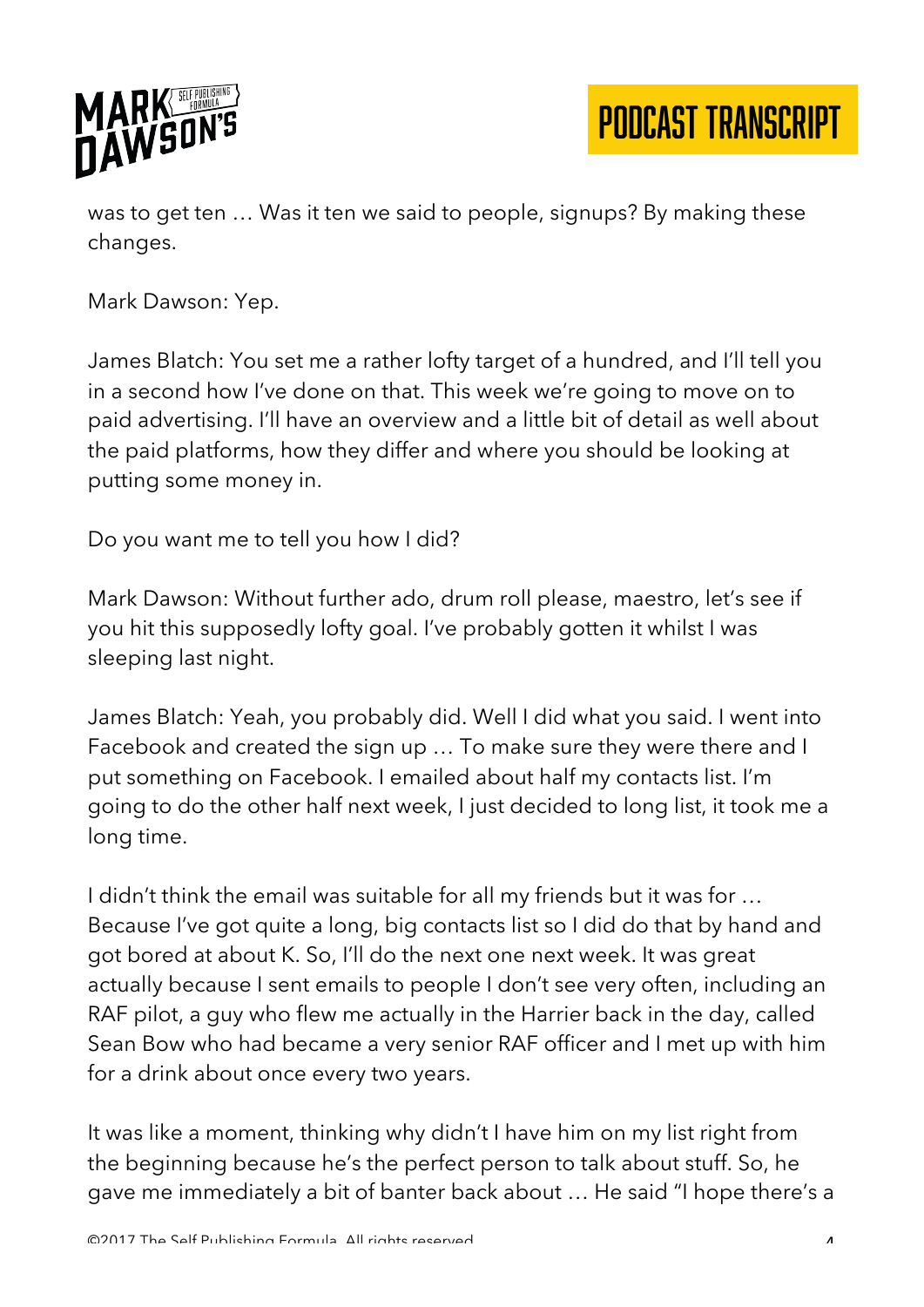was to get ten … Was it ten we said to people, signups? By making these changes.

Mark Dawson: Yep.

James Blatch: You set me a rather lofty target of a hundred, and I'll tell you in a second how I've done on that. This week we're going to move on to paid advertising. I'll have an overview and a little bit of detail as well about the paid platforms, how they differ and where you should be looking at putting some money in.

Do you want me to tell you how I did?

Mark Dawson: Without further ado, drum roll please, maestro, let's see if you hit this supposedly lofty goal. I've probably gotten it whilst I was sleeping last night.

James Blatch: Yeah, you probably did. Well I did what you said. I went into Facebook and created the sign up … To make sure they were there and I put something on Facebook. I emailed about half my contacts list. I'm going to do the other half next week, I just decided to long list, it took me a long time.

I didn't think the email was suitable for all my friends but it was for … Because I've got quite a long, big contacts list so I did do that by hand and got bored at about K. So, I'll do the next one next week. It was great actually because I sent emails to people I don't see very often, including an RAF pilot, a guy who flew me actually in the Harrier back in the day, called Sean Bow who had became a very senior RAF officer and I met up with him for a drink about once every two years.

It was like a moment, thinking why didn't I have him on my list right from the beginning because he's the perfect person to talk about stuff. So, he gave me immediately a bit of banter back about … He said "I hope there's a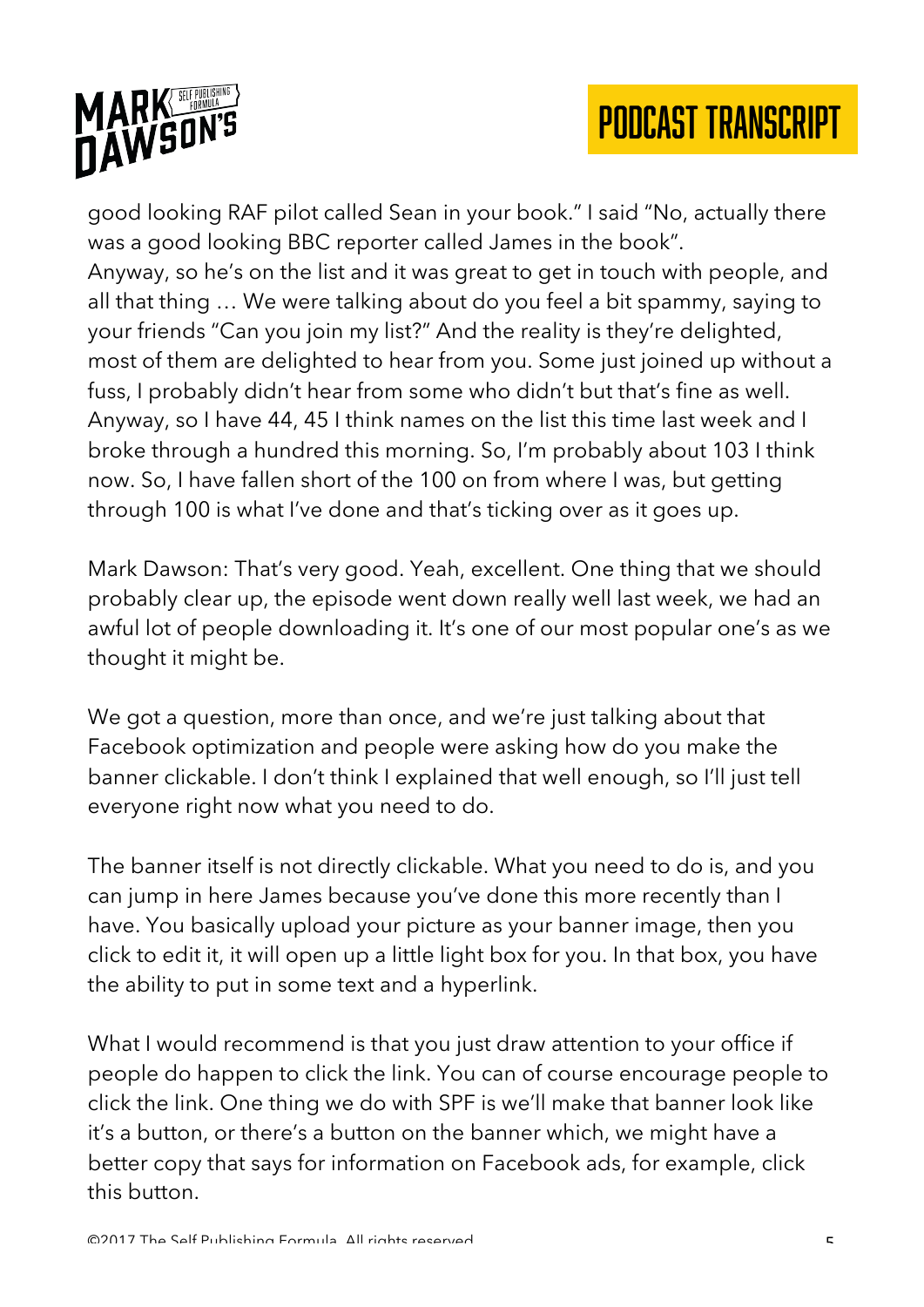good looking RAF pilot called Sean in your book." I said "No, actually there was a good looking BBC reporter called James in the book".
Anyway, so he's on the list and it was great to get in touch with people, and all that thing … We were talking about do you feel a bit spammy, saying to your friends "Can you join my list?" And the reality is they're delighted, most of them are delighted to hear from you. Some just joined up without a fuss, I probably didn't hear from some who didn't but that's fine as well. Anyway, so I have 44, 45 I think names on the list this time last week and I broke through a hundred this morning. So, I'm probably about 103 I think now. So, I have fallen short of the 100 on from where I was, but getting through 100 is what I've done and that's ticking over as it goes up.

Mark Dawson: That's very good. Yeah, excellent. One thing that we should probably clear up, the episode went down really well last week, we had an awful lot of people downloading it. It's one of our most popular one's as we thought it might be.

We got a question, more than once, and we're just talking about that Facebook optimization and people were asking how do you make the banner clickable. I don't think I explained that well enough, so I'll just tell everyone right now what you need to do.

The banner itself is not directly clickable. What you need to do is, and you can jump in here James because you've done this more recently than I have. You basically upload your picture as your banner image, then you click to edit it, it will open up a little light box for you. In that box, you have the ability to put in some text and a hyperlink.

What I would recommend is that you just draw attention to your office if people do happen to click the link. You can of course encourage people to click the link. One thing we do with SPF is we'll make that banner look like it's a button, or there's a button on the banner which, we might have a better copy that says for information on Facebook ads, for example, click this button.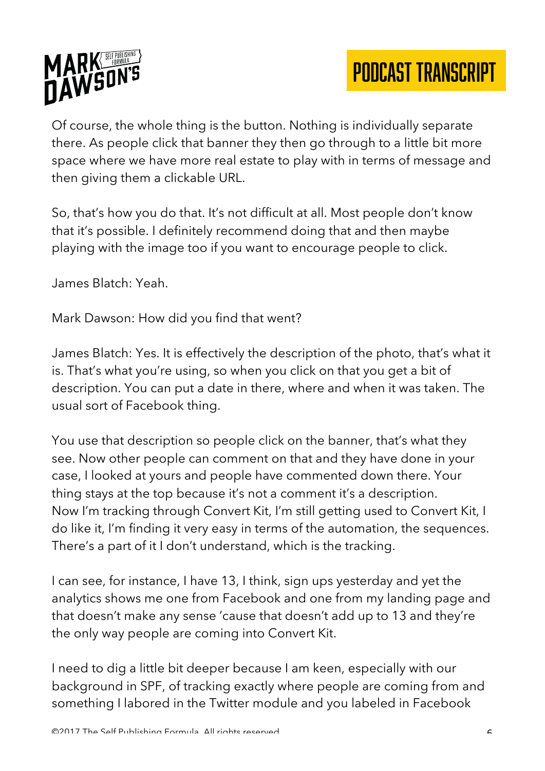Of course, the whole thing is the button. Nothing is individually separate there. As people click that banner they then go through to a little bit more space where we have more real estate to play with in terms of message and then giving them a clickable URL.

So, that's how you do that. It's not difficult at all. Most people don't know that it's possible. I definitely recommend doing that and then maybe playing with the image too if you want to encourage people to click.

James Blatch: Yeah.

Mark Dawson: How did you find that went?

James Blatch: Yes. It is effectively the description of the photo, that's what it is. That's what you're using, so when you click on that you get a bit of description. You can put a date in there, where and when it was taken. The usual sort of Facebook thing.

You use that description so people click on the banner, that's what they see. Now other people can comment on that and they have done in your case, I looked at yours and people have commented down there. Your thing stays at the top because it's not a comment it's a description.
Now I'm tracking through Convert Kit, I'm still getting used to Convert Kit, I do like it, I'm finding it very easy in terms of the automation, the sequences. There's a part of it I don't understand, which is the tracking.

I can see, for instance, I have 13, I think, sign ups yesterday and yet the analytics shows me one from Facebook and one from my landing page and that doesn't make any sense 'cause that doesn't add up to 13 and they're the only way people are coming into Convert Kit.

I need to dig a little bit deeper because I am keen, especially with our background in SPF, of tracking exactly where people are coming from and something I labored in the Twitter module and you labeled in Facebook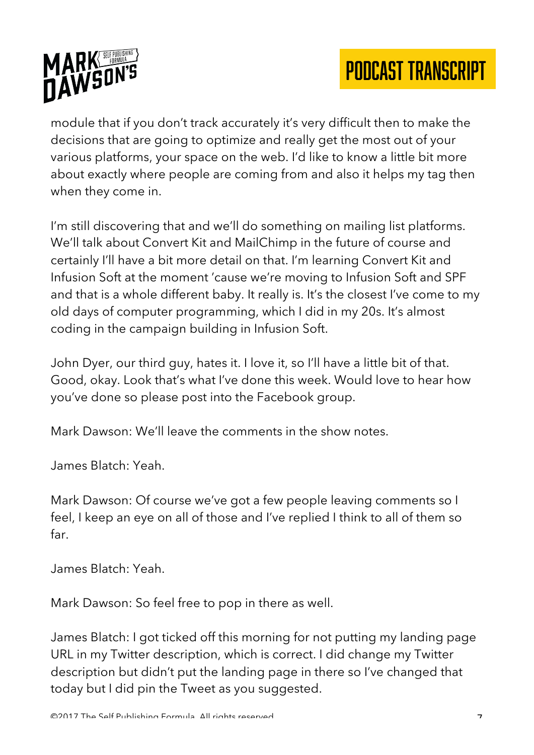module that if you don't track accurately it's very difficult then to make the decisions that are going to optimize and really get the most out of your various platforms, your space on the web. I'd like to know a little bit more about exactly where people are coming from and also it helps my tag then when they come in.

I'm still discovering that and we'll do something on mailing list platforms. We'll talk about Convert Kit and MailChimp in the future of course and certainly I'll have a bit more detail on that. I'm learning Convert Kit and Infusion Soft at the moment 'cause we're moving to Infusion Soft and SPF and that is a whole different baby. It really is. It's the closest I've come to my old days of computer programming, which I did in my 20s. It's almost coding in the campaign building in Infusion Soft.

John Dyer, our third guy, hates it. I love it, so I'll have a little bit of that. Good, okay. Look that's what I've done this week. Would love to hear how you've done so please post into the Facebook group.

Mark Dawson: We'll leave the comments in the show notes.

James Blatch: Yeah.

Mark Dawson: Of course we've got a few people leaving comments so I feel, I keep an eye on all of those and I've replied I think to all of them so far.

James Blatch: Yeah.

Mark Dawson: So feel free to pop in there as well.

James Blatch: I got ticked off this morning for not putting my landing page URL in my Twitter description, which is correct. I did change my Twitter description but didn't put the landing page in there so I've changed that today but I did pin the Tweet as you suggested.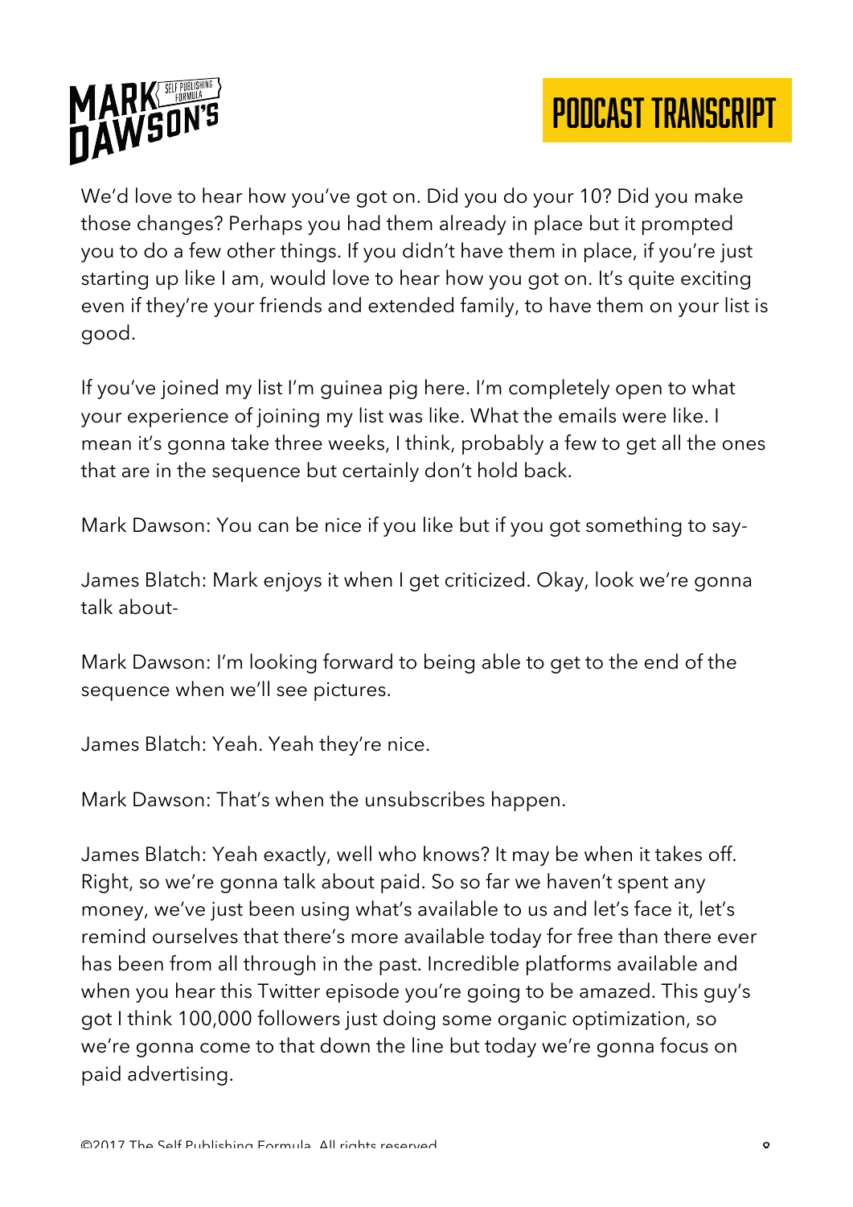We'd love to hear how you've got on. Did you do your 10? Did you make those changes? Perhaps you had them already in place but it prompted you to do a few other things. If you didn't have them in place, if you're just starting up like I am, would love to hear how you got on. It's quite exciting even if they're your friends and extended family, to have them on your list is good.

If you've joined my list I'm guinea pig here. I'm completely open to what your experience of joining my list was like. What the emails were like. I mean it's gonna take three weeks, I think, probably a few to get all the ones that are in the sequence but certainly don't hold back.

Mark Dawson: You can be nice if you like but if you got something to say-

James Blatch: Mark enjoys it when I get criticized. Okay, look we're gonna talk about-

Mark Dawson: I'm looking forward to being able to get to the end of the sequence when we'll see pictures.

James Blatch: Yeah. Yeah they're nice.

Mark Dawson: That's when the unsubscribes happen.

James Blatch: Yeah exactly, well who knows? It may be when it takes off. Right, so we're gonna talk about paid. So so far we haven't spent any money, we've just been using what's available to us and let's face it, let's remind ourselves that there's more available today for free than there ever has been from all through in the past. Incredible platforms available and when you hear this Twitter episode you're going to be amazed. This guy's got I think 100,000 followers just doing some organic optimization, so we're gonna come to that down the line but today we're gonna focus on paid advertising.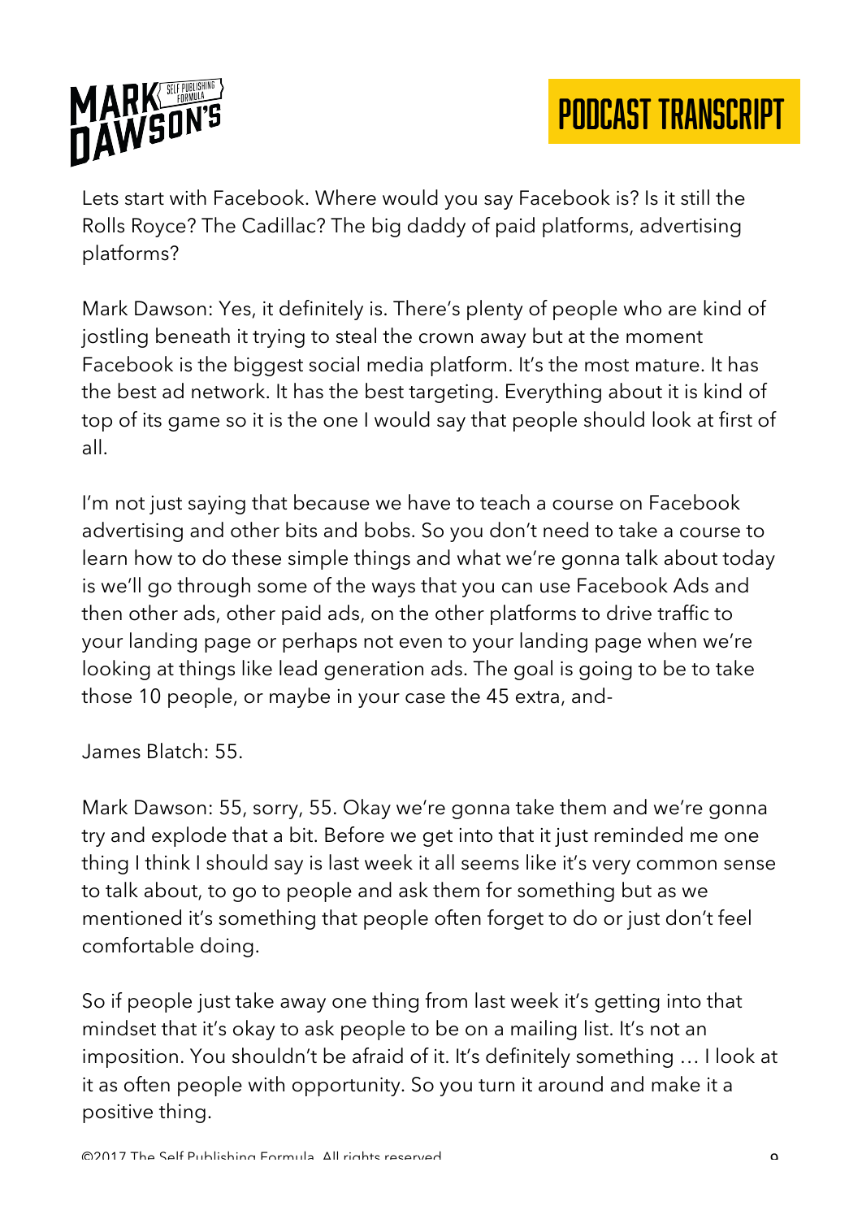Lets start with Facebook. Where would you say Facebook is? Is it still the Rolls Royce? The Cadillac? The big daddy of paid platforms, advertising platforms?

Mark Dawson: Yes, it definitely is. There's plenty of people who are kind of jostling beneath it trying to steal the crown away but at the moment Facebook is the biggest social media platform. It's the most mature. It has the best ad network. It has the best targeting. Everything about it is kind of top of its game so it is the one I would say that people should look at first of all.

I'm not just saying that because we have to teach a course on Facebook advertising and other bits and bobs. So you don't need to take a course to learn how to do these simple things and what we're gonna talk about today is we'll go through some of the ways that you can use Facebook Ads and then other ads, other paid ads, on the other platforms to drive traffic to your landing page or perhaps not even to your landing page when we're looking at things like lead generation ads. The goal is going to be to take those 10 people, or maybe in your case the 45 extra, and-

James Blatch: 55.

Mark Dawson: 55, sorry, 55. Okay we're gonna take them and we're gonna try and explode that a bit. Before we get into that it just reminded me one thing I think I should say is last week it all seems like it's very common sense to talk about, to go to people and ask them for something but as we mentioned it's something that people often forget to do or just don't feel comfortable doing.

So if people just take away one thing from last week it's getting into that mindset that it's okay to ask people to be on a mailing list. It's not an imposition. You shouldn't be afraid of it. It's definitely something … I look at it as often people with opportunity. So you turn it around and make it a positive thing.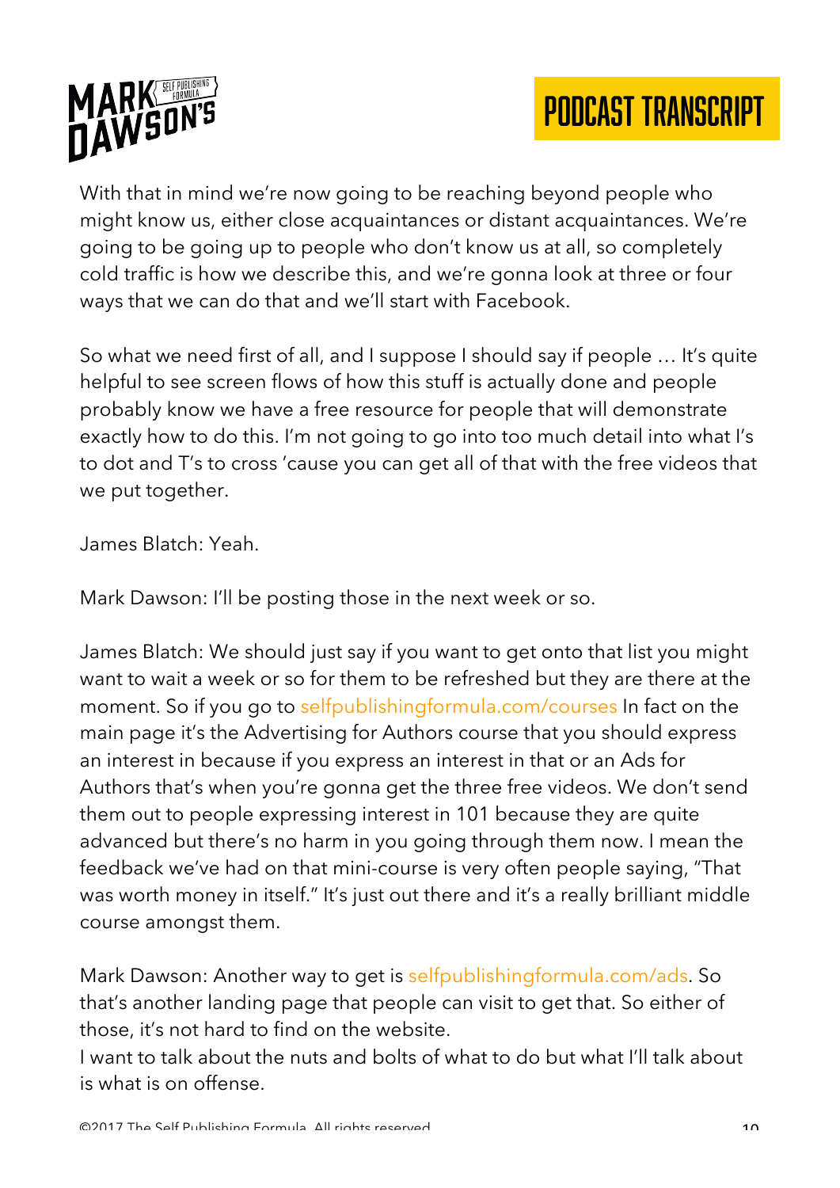With that in mind we're now going to be reaching beyond people who might know us, either close acquaintances or distant acquaintances. We're going to be going up to people who don't know us at all, so completely cold traffic is how we describe this, and we're gonna look at three or four ways that we can do that and we'll start with Facebook.

So what we need first of all, and I suppose I should say if people … It's quite helpful to see screen flows of how this stuff is actually done and people probably know we have a free resource for people that will demonstrate exactly how to do this. I'm not going to go into too much detail into what I's to dot and T's to cross 'cause you can get all of that with the free videos that we put together.

James Blatch: Yeah.

Mark Dawson: I'll be posting those in the next week or so.

James Blatch: We should just say if you want to get onto that list you might want to wait a week or so for them to be refreshed but they are there at the moment. So if you go to selfpublishingformula.com/courses In fact on the main page it's the Advertising for Authors course that you should express an interest in because if you express an interest in that or an Ads for Authors that's when you're gonna get the three free videos. We don't send them out to people expressing interest in 101 because they are quite advanced but there's no harm in you going through them now. I mean the feedback we've had on that mini-course is very often people saying, "That was worth money in itself." It's just out there and it's a really brilliant middle course amongst them.

Mark Dawson: Another way to get is selfpublishingformula.com/ads. So that's another landing page that people can visit to get that. So either of those, it's not hard to find on the website.
I want to talk about the nuts and bolts of what to do but what I'll talk about is what is on offense.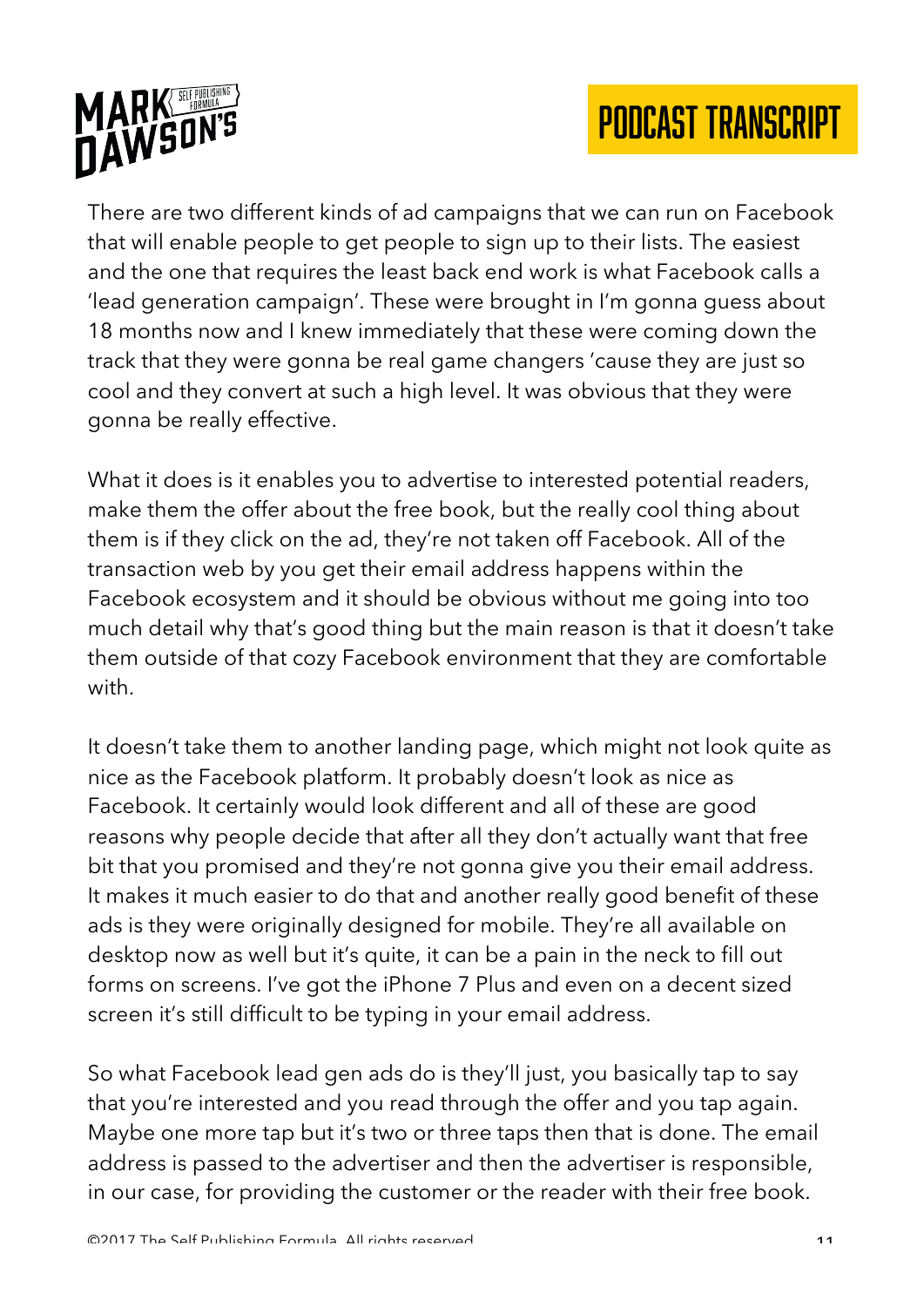There are two different kinds of ad campaigns that we can run on Facebook that will enable people to get people to sign up to their lists. The easiest and the one that requires the least back end work is what Facebook calls a 'lead generation campaign'. These were brought in I'm gonna guess about 18 months now and I knew immediately that these were coming down the track that they were gonna be real game changers 'cause they are just so cool and they convert at such a high level. It was obvious that they were gonna be really effective.

What it does is it enables you to advertise to interested potential readers, make them the offer about the free book, but the really cool thing about them is if they click on the ad, they're not taken off Facebook. All of the transaction web by you get their email address happens within the Facebook ecosystem and it should be obvious without me going into too much detail why that's good thing but the main reason is that it doesn't take them outside of that cozy Facebook environment that they are comfortable with.

It doesn't take them to another landing page, which might not look quite as nice as the Facebook platform. It probably doesn't look as nice as Facebook. It certainly would look different and all of these are good reasons why people decide that after all they don't actually want that free bit that you promised and they're not gonna give you their email address. It makes it much easier to do that and another really good benefit of these ads is they were originally designed for mobile. They're all available on desktop now as well but it's quite, it can be a pain in the neck to fill out forms on screens. I've got the iPhone 7 Plus and even on a decent sized screen it's still difficult to be typing in your email address.

So what Facebook lead gen ads do is they'll just, you basically tap to say that you're interested and you read through the offer and you tap again. Maybe one more tap but it's two or three taps then that is done. The email address is passed to the advertiser and then the advertiser is responsible, in our case, for providing the customer or the reader with their free book.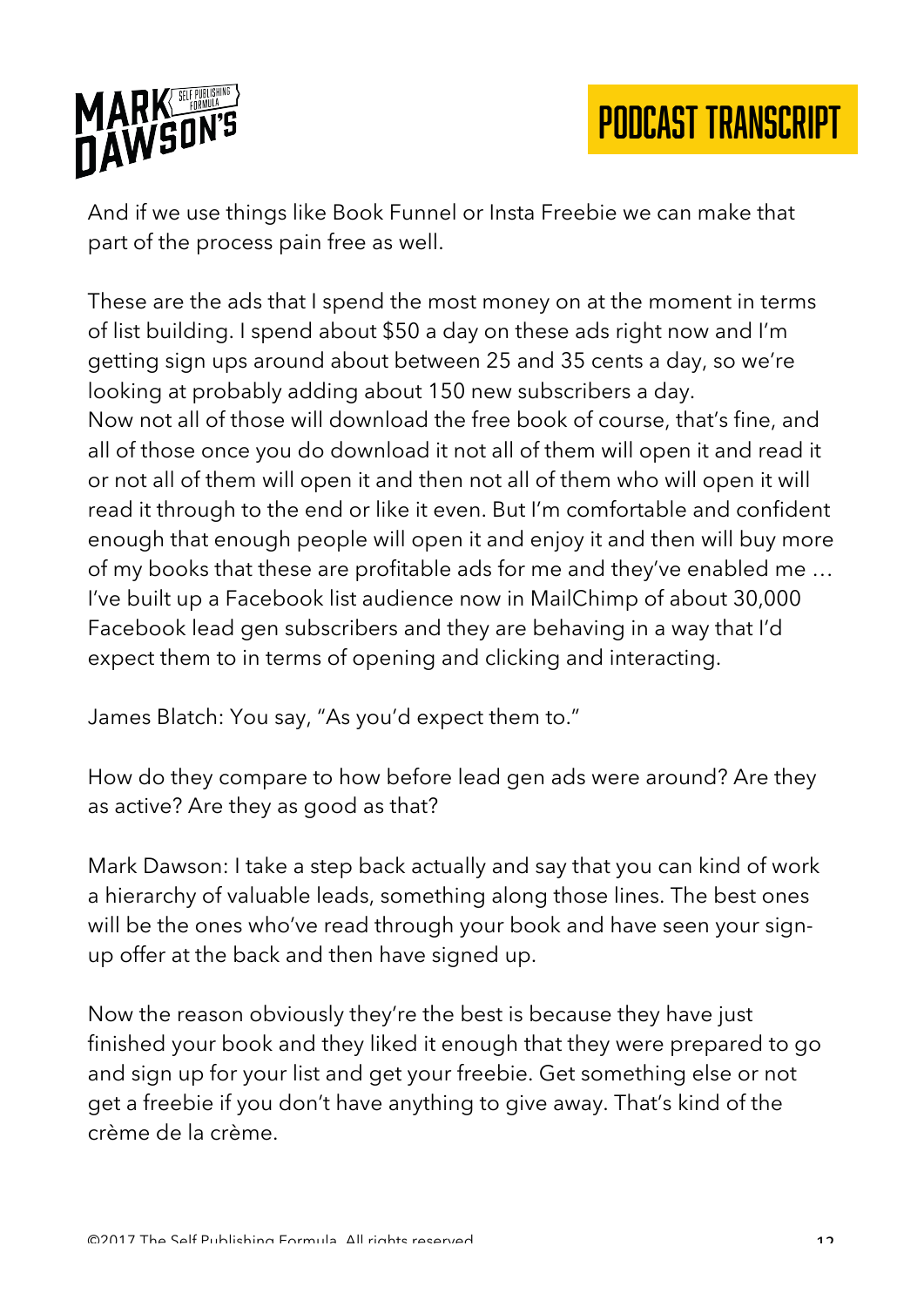And if we use things like Book Funnel or Insta Freebie we can make that part of the process pain free as well.

These are the ads that I spend the most money on at the moment in terms of list building. I spend about $50 a day on these ads right now and I'm getting sign ups around about between 25 and 35 cents a day, so we're looking at probably adding about 150 new subscribers a day.
Now not all of those will download the free book of course, that's fine, and all of those once you do download it not all of them will open it and read it or not all of them will open it and then not all of them who will open it will read it through to the end or like it even. But I'm comfortable and confident enough that enough people will open it and enjoy it and then will buy more of my books that these are profitable ads for me and they've enabled me … I've built up a Facebook list audience now in MailChimp of about 30,000 Facebook lead gen subscribers and they are behaving in a way that I'd expect them to in terms of opening and clicking and interacting.

James Blatch: You say, "As you'd expect them to."

How do they compare to how before lead gen ads were around? Are they as active? Are they as good as that?

Mark Dawson: I take a step back actually and say that you can kind of work a hierarchy of valuable leads, something along those lines. The best ones will be the ones who've read through your book and have seen your sign-up offer at the back and then have signed up.

Now the reason obviously they're the best is because they have just finished your book and they liked it enough that they were prepared to go and sign up for your list and get your freebie. Get something else or not get a freebie if you don't have anything to give away. That's kind of the crème de la crème.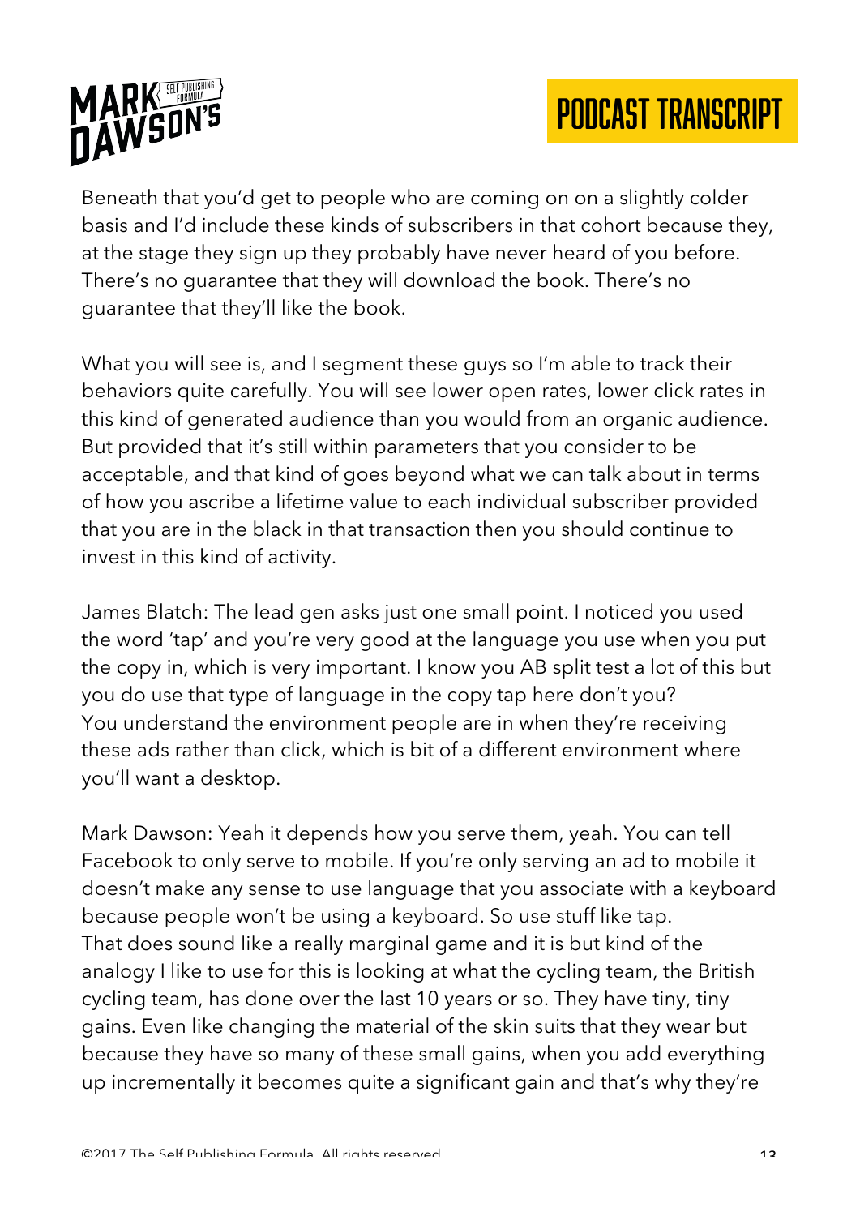Beneath that you'd get to people who are coming on on a slightly colder basis and I'd include these kinds of subscribers in that cohort because they, at the stage they sign up they probably have never heard of you before. There's no guarantee that they will download the book. There's no guarantee that they'll like the book.

What you will see is, and I segment these guys so I'm able to track their behaviors quite carefully. You will see lower open rates, lower click rates in this kind of generated audience than you would from an organic audience. But provided that it's still within parameters that you consider to be acceptable, and that kind of goes beyond what we can talk about in terms of how you ascribe a lifetime value to each individual subscriber provided that you are in the black in that transaction then you should continue to invest in this kind of activity.

James Blatch: The lead gen asks just one small point. I noticed you used the word 'tap' and you're very good at the language you use when you put the copy in, which is very important. I know you AB split test a lot of this but you do use that type of language in the copy tap here don't you? You understand the environment people are in when they're receiving these ads rather than click, which is bit of a different environment where you'll want a desktop.

Mark Dawson: Yeah it depends how you serve them, yeah. You can tell Facebook to only serve to mobile. If you're only serving an ad to mobile it doesn't make any sense to use language that you associate with a keyboard because people won't be using a keyboard. So use stuff like tap. That does sound like a really marginal game and it is but kind of the analogy I like to use for this is looking at what the cycling team, the British cycling team, has done over the last 10 years or so. They have tiny, tiny gains. Even like changing the material of the skin suits that they wear but because they have so many of these small gains, when you add everything up incrementally it becomes quite a significant gain and that's why they're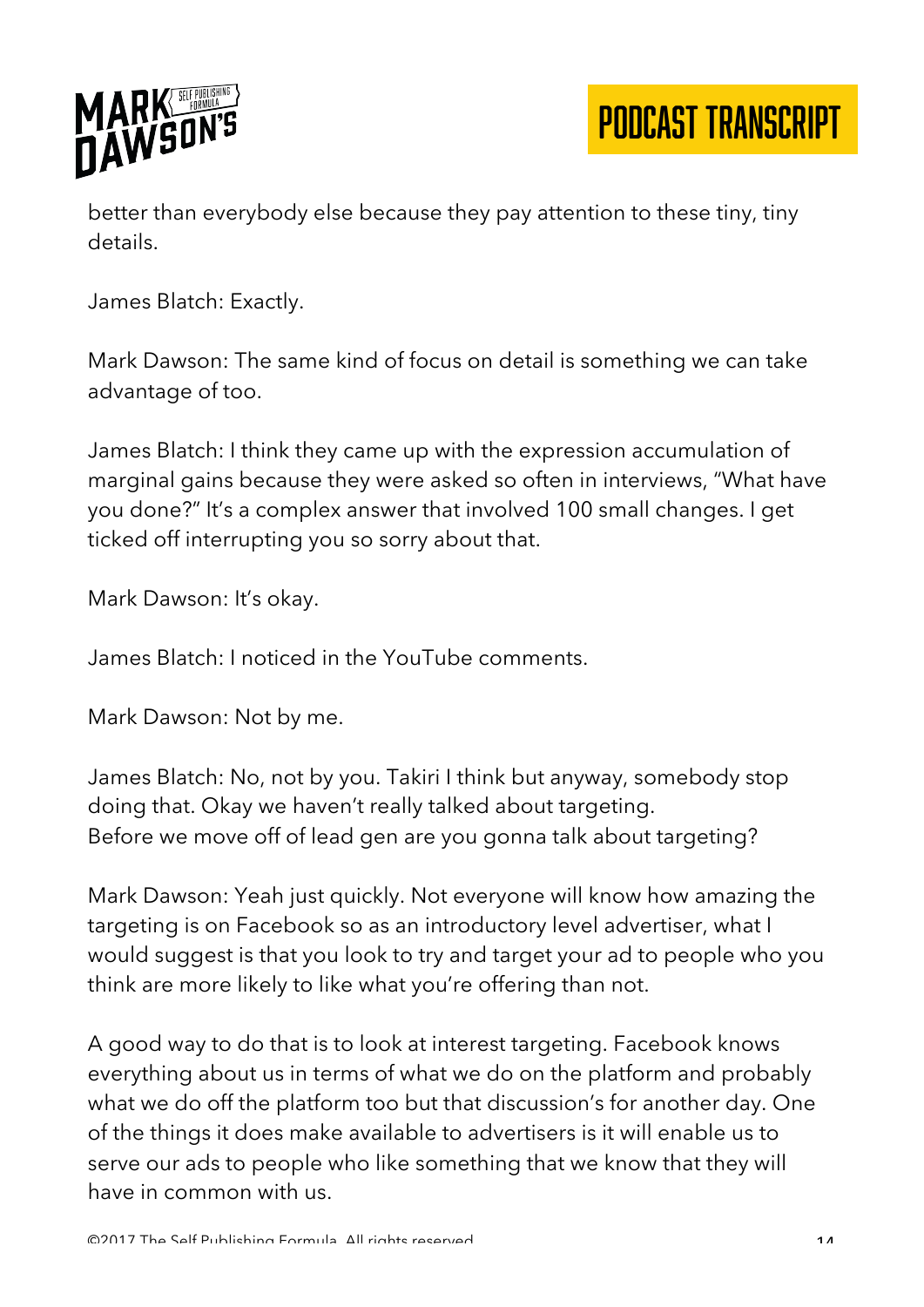better than everybody else because they pay attention to these tiny, tiny details.

James Blatch: Exactly.

Mark Dawson: The same kind of focus on detail is something we can take advantage of too.

James Blatch: I think they came up with the expression accumulation of marginal gains because they were asked so often in interviews, "What have you done?" It's a complex answer that involved 100 small changes. I get ticked off interrupting you so sorry about that.

Mark Dawson: It's okay.

James Blatch: I noticed in the YouTube comments.

Mark Dawson: Not by me.

James Blatch: No, not by you. Takiri I think but anyway, somebody stop doing that. Okay we haven't really talked about targeting.
Before we move off of lead gen are you gonna talk about targeting?

Mark Dawson: Yeah just quickly. Not everyone will know how amazing the targeting is on Facebook so as an introductory level advertiser, what I would suggest is that you look to try and target your ad to people who you think are more likely to like what you're offering than not.

A good way to do that is to look at interest targeting. Facebook knows everything about us in terms of what we do on the platform and probably what we do off the platform too but that discussion's for another day. One of the things it does make available to advertisers is it will enable us to serve our ads to people who like something that we know that they will have in common with us.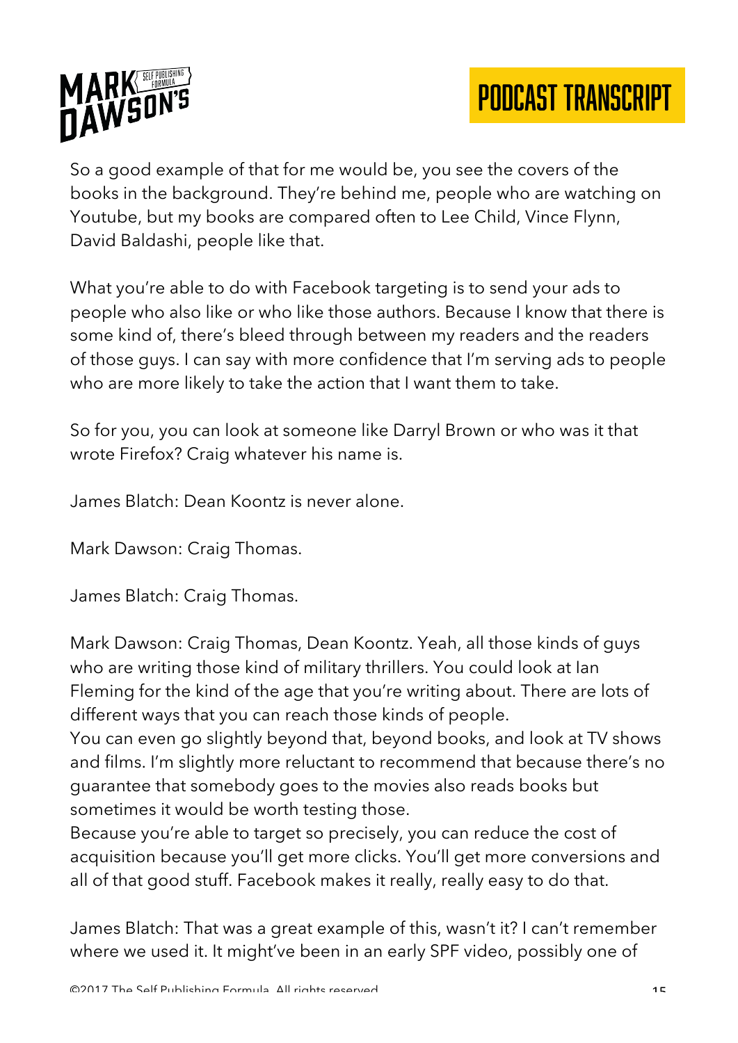So a good example of that for me would be, you see the covers of the books in the background. They're behind me, people who are watching on Youtube, but my books are compared often to Lee Child, Vince Flynn, David Baldashi, people like that.

What you're able to do with Facebook targeting is to send your ads to people who also like or who like those authors. Because I know that there is some kind of, there's bleed through between my readers and the readers of those guys. I can say with more confidence that I'm serving ads to people who are more likely to take the action that I want them to take.

So for you, you can look at someone like Darryl Brown or who was it that wrote Firefox? Craig whatever his name is.

James Blatch: Dean Koontz is never alone.

Mark Dawson: Craig Thomas.

James Blatch: Craig Thomas.

Mark Dawson: Craig Thomas, Dean Koontz. Yeah, all those kinds of guys who are writing those kind of military thrillers. You could look at Ian Fleming for the kind of the age that you're writing about. There are lots of different ways that you can reach those kinds of people.
You can even go slightly beyond that, beyond books, and look at TV shows and films. I'm slightly more reluctant to recommend that because there's no guarantee that somebody goes to the movies also reads books but sometimes it would be worth testing those.
Because you're able to target so precisely, you can reduce the cost of acquisition because you'll get more clicks. You'll get more conversions and all of that good stuff. Facebook makes it really, really easy to do that.

James Blatch: That was a great example of this, wasn't it? I can't remember where we used it. It might've been in an early SPF video, possibly one of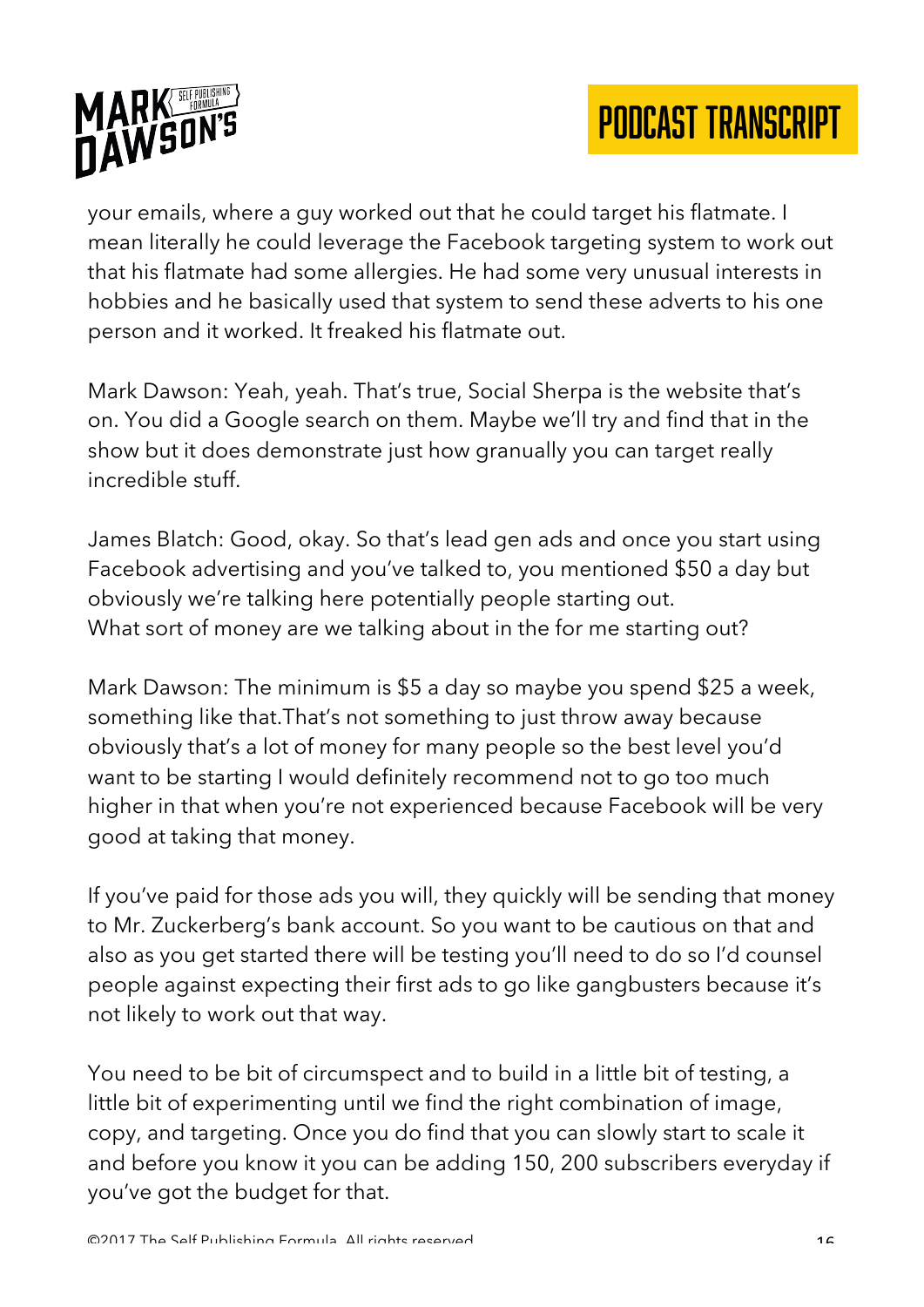your emails, where a guy worked out that he could target his flatmate. I mean literally he could leverage the Facebook targeting system to work out that his flatmate had some allergies. He had some very unusual interests in hobbies and he basically used that system to send these adverts to his one person and it worked. It freaked his flatmate out.

Mark Dawson: Yeah, yeah. That's true, Social Sherpa is the website that's on. You did a Google search on them. Maybe we'll try and find that in the show but it does demonstrate just how granually you can target really incredible stuff.

James Blatch: Good, okay. So that's lead gen ads and once you start using Facebook advertising and you've talked to, you mentioned $50 a day but obviously we're talking here potentially people starting out.
What sort of money are we talking about in the for me starting out?

Mark Dawson: The minimum is $5 a day so maybe you spend $25 a week, something like that.That's not something to just throw away because obviously that's a lot of money for many people so the best level you'd want to be starting I would definitely recommend not to go too much higher in that when you're not experienced because Facebook will be very good at taking that money.

If you've paid for those ads you will, they quickly will be sending that money to Mr. Zuckerberg's bank account. So you want to be cautious on that and also as you get started there will be testing you'll need to do so I'd counsel people against expecting their first ads to go like gangbusters because it's not likely to work out that way.

You need to be bit of circumspect and to build in a little bit of testing, a little bit of experimenting until we find the right combination of image, copy, and targeting. Once you do find that you can slowly start to scale it and before you know it you can be adding 150, 200 subscribers everyday if you've got the budget for that.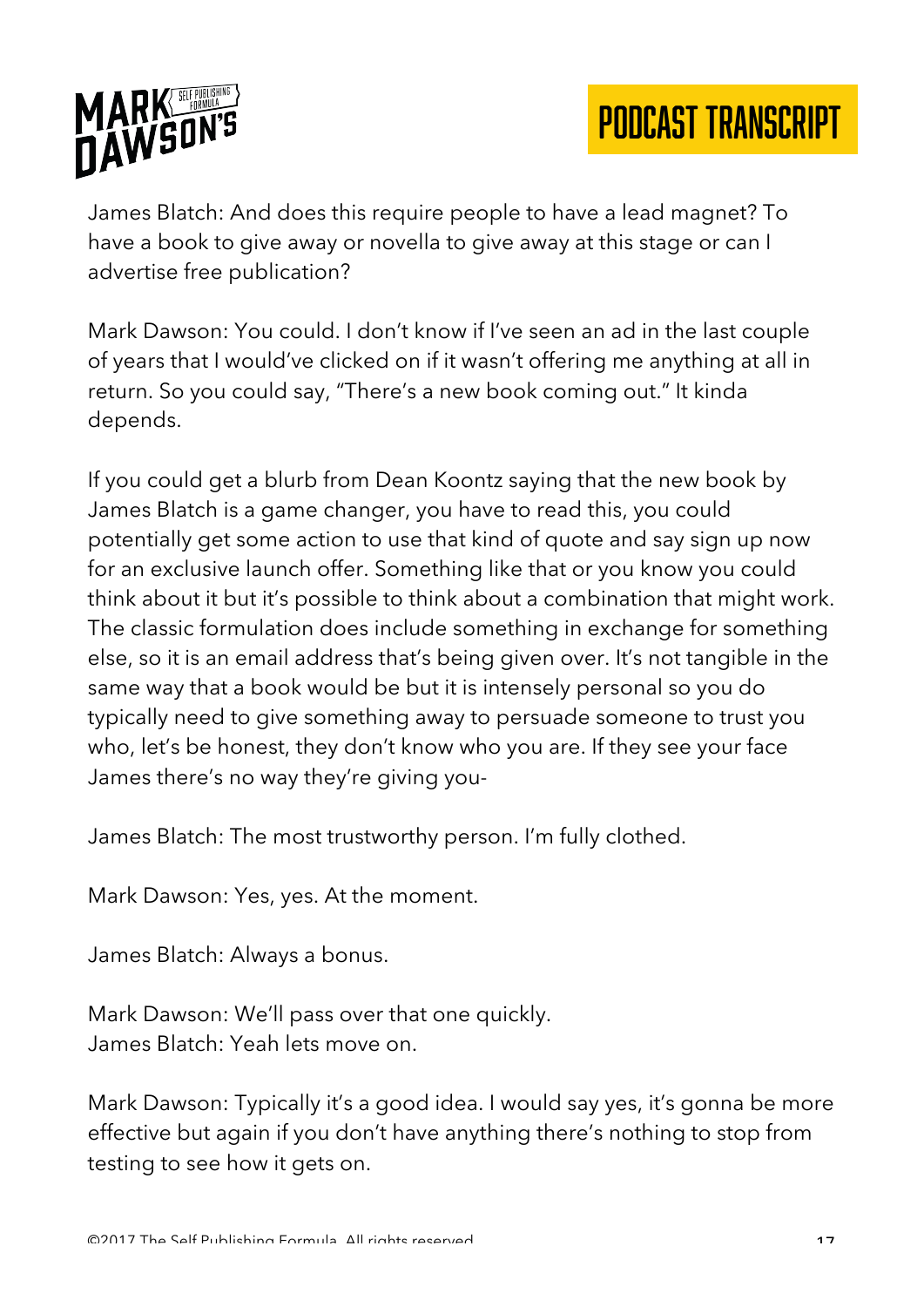James Blatch: And does this require people to have a lead magnet? To have a book to give away or novella to give away at this stage or can I advertise free publication?

Mark Dawson: You could. I don't know if I've seen an ad in the last couple of years that I would've clicked on if it wasn't offering me anything at all in return. So you could say, "There's a new book coming out." It kinda depends.

If you could get a blurb from Dean Koontz saying that the new book by James Blatch is a game changer, you have to read this, you could potentially get some action to use that kind of quote and say sign up now for an exclusive launch offer. Something like that or you know you could think about it but it's possible to think about a combination that might work. The classic formulation does include something in exchange for something else, so it is an email address that's being given over. It's not tangible in the same way that a book would be but it is intensely personal so you do typically need to give something away to persuade someone to trust you who, let's be honest, they don't know who you are. If they see your face James there's no way they're giving you-

James Blatch: The most trustworthy person. I'm fully clothed.

Mark Dawson: Yes, yes. At the moment.

James Blatch: Always a bonus.

Mark Dawson: We'll pass over that one quickly.
James Blatch: Yeah lets move on.

Mark Dawson: Typically it's a good idea. I would say yes, it's gonna be more effective but again if you don't have anything there's nothing to stop from testing to see how it gets on.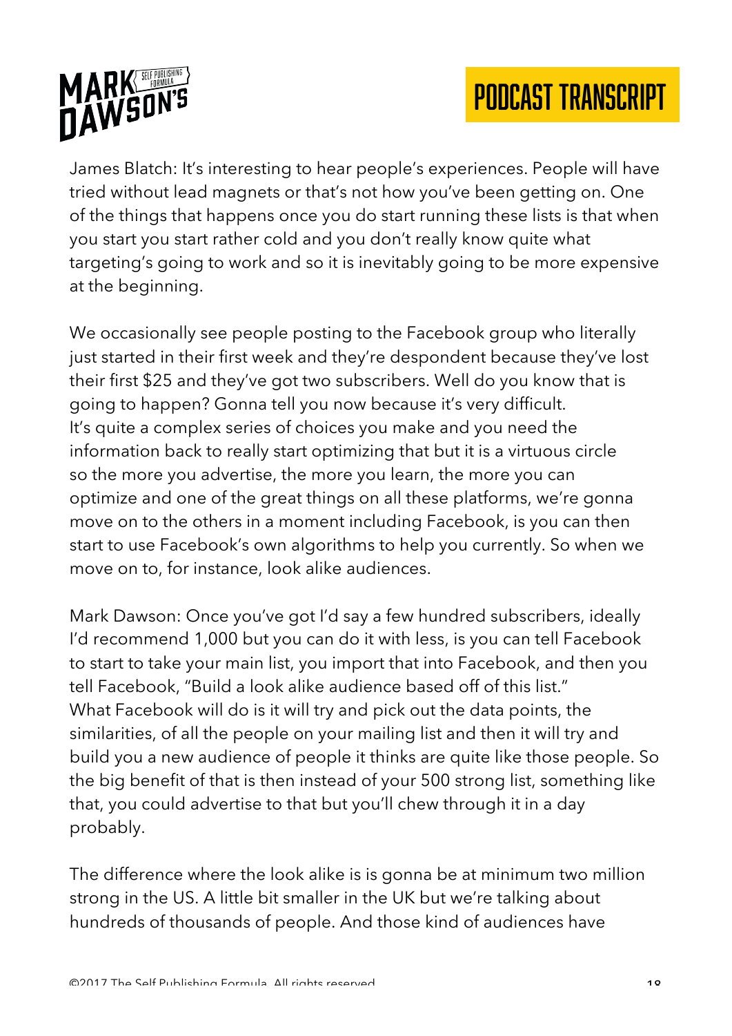James Blatch: It's interesting to hear people's experiences. People will have tried without lead magnets or that's not how you've been getting on. One of the things that happens once you do start running these lists is that when you start you start rather cold and you don't really know quite what targeting's going to work and so it is inevitably going to be more expensive at the beginning.

We occasionally see people posting to the Facebook group who literally just started in their first week and they're despondent because they've lost their first $25 and they've got two subscribers. Well do you know that is going to happen? Gonna tell you now because it's very difficult. It's quite a complex series of choices you make and you need the information back to really start optimizing that but it is a virtuous circle so the more you advertise, the more you learn, the more you can optimize and one of the great things on all these platforms, we're gonna move on to the others in a moment including Facebook, is you can then start to use Facebook's own algorithms to help you currently. So when we move on to, for instance, look alike audiences.

Mark Dawson: Once you've got I'd say a few hundred subscribers, ideally I'd recommend 1,000 but you can do it with less, is you can tell Facebook to start to take your main list, you import that into Facebook, and then you tell Facebook, "Build a look alike audience based off of this list." What Facebook will do is it will try and pick out the data points, the similarities, of all the people on your mailing list and then it will try and build you a new audience of people it thinks are quite like those people. So the big benefit of that is then instead of your 500 strong list, something like that, you could advertise to that but you'll chew through it in a day probably.

The difference where the look alike is is gonna be at minimum two million strong in the US. A little bit smaller in the UK but we're talking about hundreds of thousands of people. And those kind of audiences have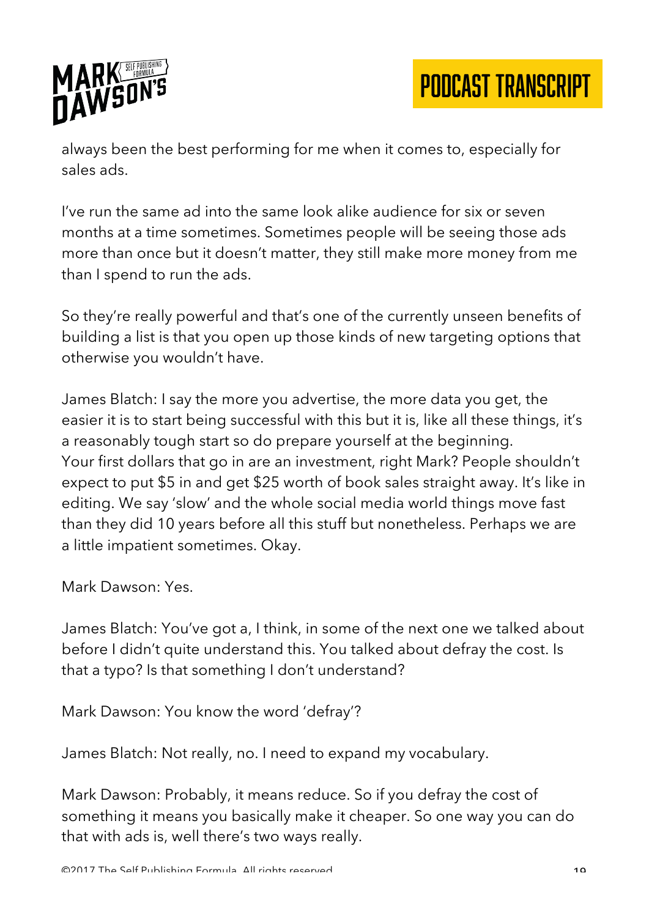always been the best performing for me when it comes to, especially for sales ads.

I've run the same ad into the same look alike audience for six or seven months at a time sometimes. Sometimes people will be seeing those ads more than once but it doesn't matter, they still make more money from me than I spend to run the ads.

So they're really powerful and that's one of the currently unseen benefits of building a list is that you open up those kinds of new targeting options that otherwise you wouldn't have.

James Blatch: I say the more you advertise, the more data you get, the easier it is to start being successful with this but it is, like all these things, it's a reasonably tough start so do prepare yourself at the beginning.
Your first dollars that go in are an investment, right Mark? People shouldn't expect to put $5 in and get $25 worth of book sales straight away. It's like in editing. We say 'slow' and the whole social media world things move fast than they did 10 years before all this stuff but nonetheless. Perhaps we are a little impatient sometimes. Okay.

Mark Dawson: Yes.

James Blatch: You've got a, I think, in some of the next one we talked about before I didn't quite understand this. You talked about defray the cost. Is that a typo? Is that something I don't understand?

Mark Dawson: You know the word 'defray'?

James Blatch: Not really, no. I need to expand my vocabulary.

Mark Dawson: Probably, it means reduce. So if you defray the cost of something it means you basically make it cheaper. So one way you can do that with ads is, well there's two ways really.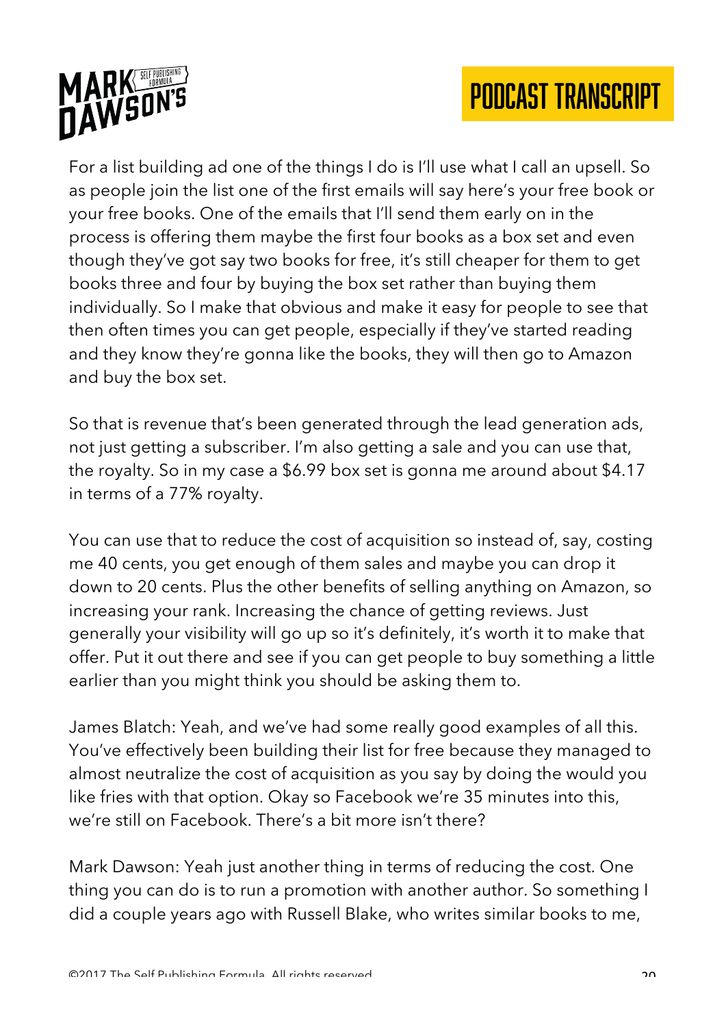For a list building ad one of the things I do is I'll use what I call an upsell. So as people join the list one of the first emails will say here's your free book or your free books. One of the emails that I'll send them early on in the process is offering them maybe the first four books as a box set and even though they've got say two books for free, it's still cheaper for them to get books three and four by buying the box set rather than buying them individually. So I make that obvious and make it easy for people to see that then often times you can get people, especially if they've started reading and they know they're gonna like the books, they will then go to Amazon and buy the box set.

So that is revenue that's been generated through the lead generation ads, not just getting a subscriber. I'm also getting a sale and you can use that, the royalty. So in my case a $6.99 box set is gonna me around about $4.17 in terms of a 77% royalty.

You can use that to reduce the cost of acquisition so instead of, say, costing me 40 cents, you get enough of them sales and maybe you can drop it down to 20 cents. Plus the other benefits of selling anything on Amazon, so increasing your rank. Increasing the chance of getting reviews. Just generally your visibility will go up so it's definitely, it's worth it to make that offer. Put it out there and see if you can get people to buy something a little earlier than you might think you should be asking them to.

James Blatch: Yeah, and we've had some really good examples of all this. You've effectively been building their list for free because they managed to almost neutralize the cost of acquisition as you say by doing the would you like fries with that option. Okay so Facebook we're 35 minutes into this, we're still on Facebook. There's a bit more isn't there?

Mark Dawson: Yeah just another thing in terms of reducing the cost. One thing you can do is to run a promotion with another author. So something I did a couple years ago with Russell Blake, who writes similar books to me,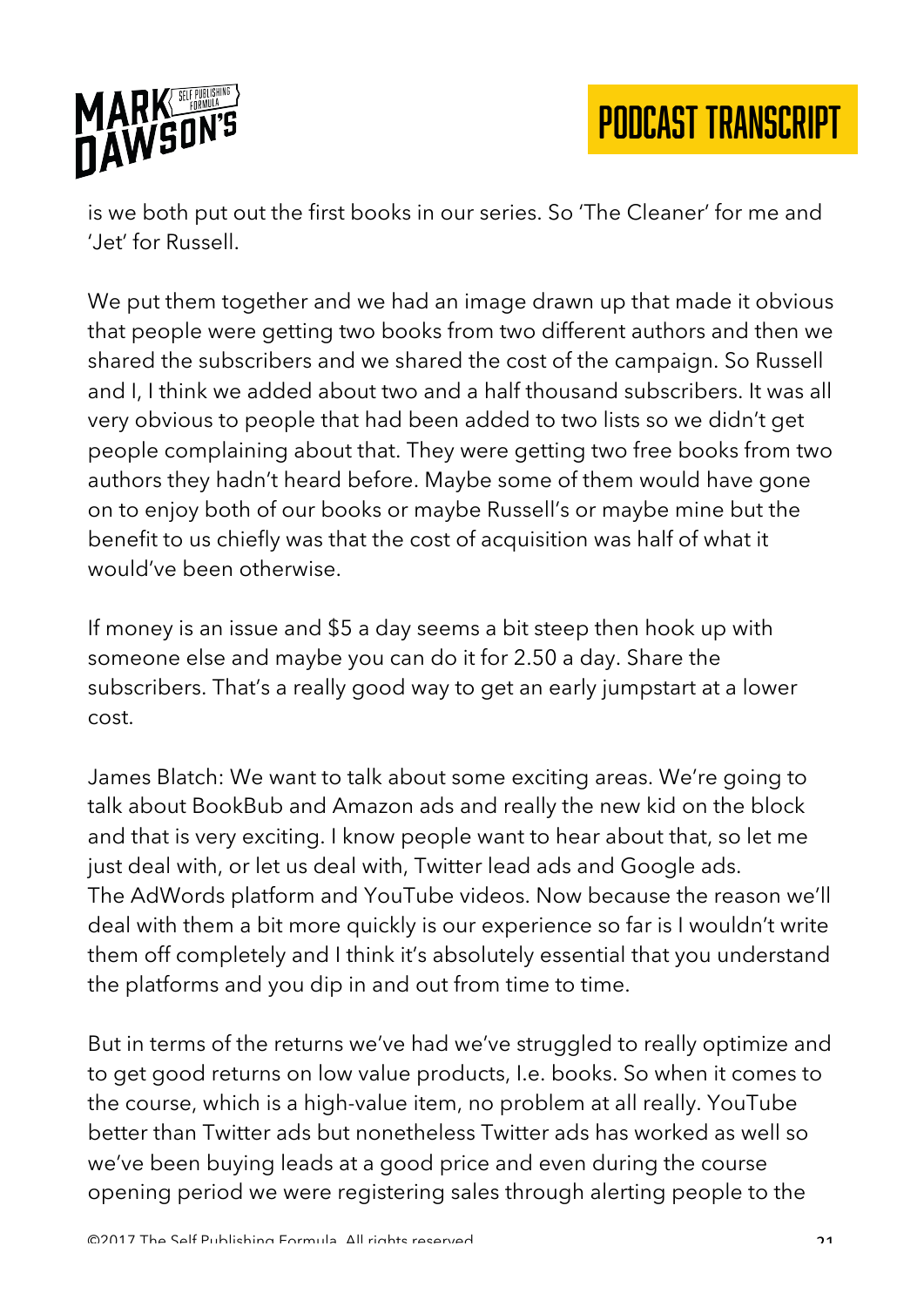is we both put out the first books in our series. So 'The Cleaner' for me and 'Jet' for Russell.

We put them together and we had an image drawn up that made it obvious that people were getting two books from two different authors and then we shared the subscribers and we shared the cost of the campaign. So Russell and I, I think we added about two and a half thousand subscribers. It was all very obvious to people that had been added to two lists so we didn't get people complaining about that. They were getting two free books from two authors they hadn't heard before. Maybe some of them would have gone on to enjoy both of our books or maybe Russell's or maybe mine but the benefit to us chiefly was that the cost of acquisition was half of what it would've been otherwise.

If money is an issue and $5 a day seems a bit steep then hook up with someone else and maybe you can do it for 2.50 a day. Share the subscribers. That's a really good way to get an early jumpstart at a lower cost.

James Blatch: We want to talk about some exciting areas. We're going to talk about BookBub and Amazon ads and really the new kid on the block and that is very exciting. I know people want to hear about that, so let me just deal with, or let us deal with, Twitter lead ads and Google ads. The AdWords platform and YouTube videos. Now because the reason we'll deal with them a bit more quickly is our experience so far is I wouldn't write them off completely and I think it's absolutely essential that you understand the platforms and you dip in and out from time to time.

But in terms of the returns we've had we've struggled to really optimize and to get good returns on low value products, I.e. books. So when it comes to the course, which is a high-value item, no problem at all really. YouTube better than Twitter ads but nonetheless Twitter ads has worked as well so we've been buying leads at a good price and even during the course opening period we were registering sales through alerting people to the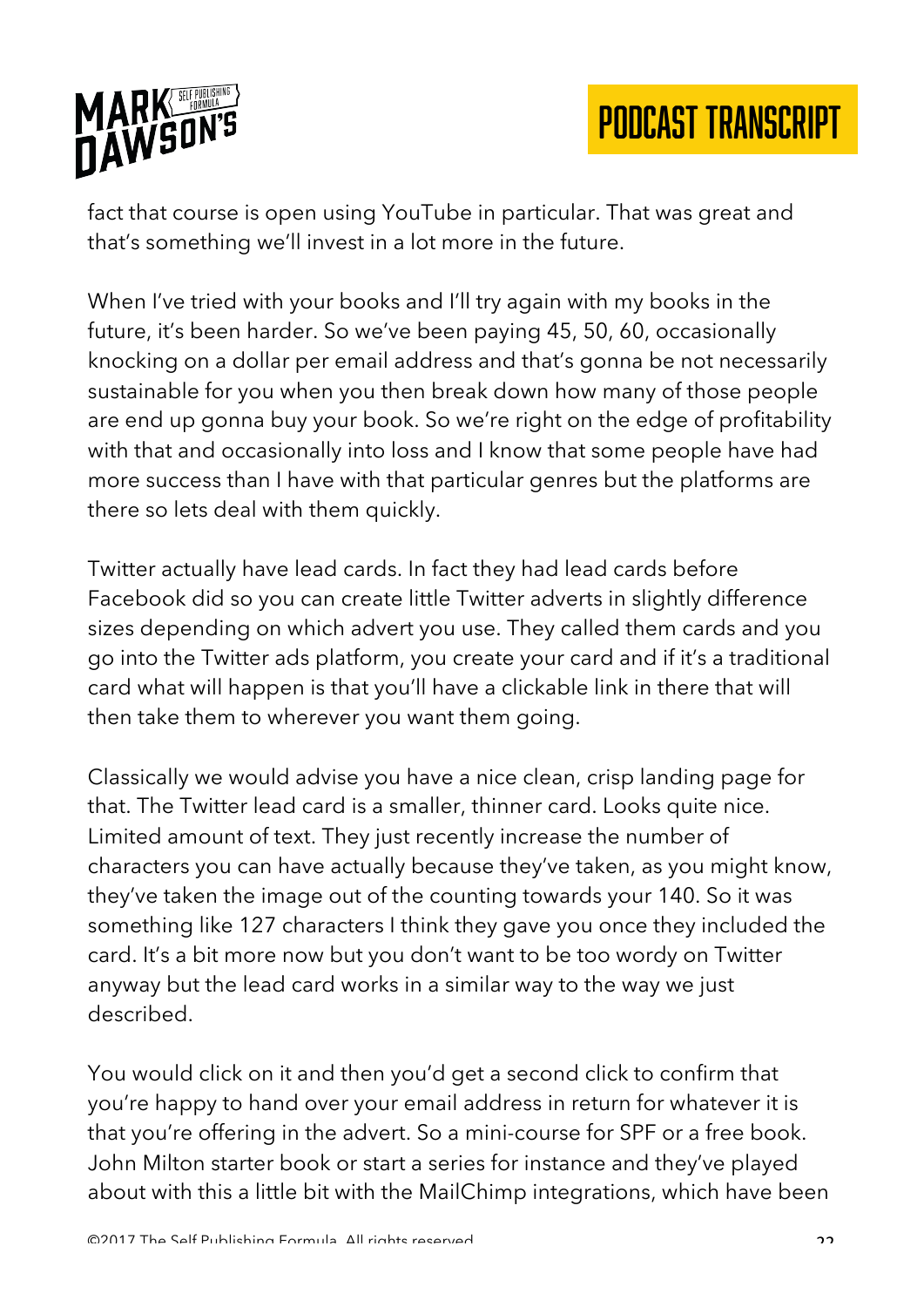fact that course is open using YouTube in particular. That was great and that's something we'll invest in a lot more in the future.

When I've tried with your books and I'll try again with my books in the future, it's been harder. So we've been paying 45, 50, 60, occasionally knocking on a dollar per email address and that's gonna be not necessarily sustainable for you when you then break down how many of those people are end up gonna buy your book. So we're right on the edge of profitability with that and occasionally into loss and I know that some people have had more success than I have with that particular genres but the platforms are there so lets deal with them quickly.

Twitter actually have lead cards. In fact they had lead cards before Facebook did so you can create little Twitter adverts in slightly difference sizes depending on which advert you use. They called them cards and you go into the Twitter ads platform, you create your card and if it's a traditional card what will happen is that you'll have a clickable link in there that will then take them to wherever you want them going.

Classically we would advise you have a nice clean, crisp landing page for that. The Twitter lead card is a smaller, thinner card. Looks quite nice. Limited amount of text. They just recently increase the number of characters you can have actually because they've taken, as you might know, they've taken the image out of the counting towards your 140. So it was something like 127 characters I think they gave you once they included the card. It's a bit more now but you don't want to be too wordy on Twitter anyway but the lead card works in a similar way to the way we just described.

You would click on it and then you'd get a second click to confirm that you're happy to hand over your email address in return for whatever it is that you're offering in the advert. So a mini-course for SPF or a free book. John Milton starter book or start a series for instance and they've played about with this a little bit with the MailChimp integrations, which have been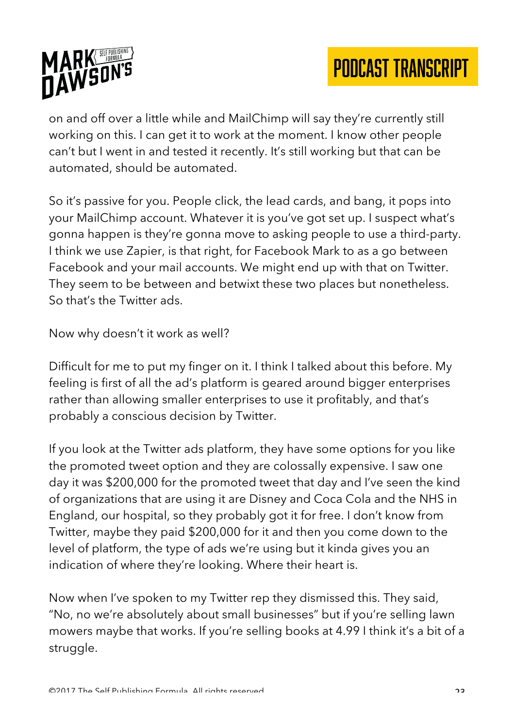on and off over a little while and MailChimp will say they're currently still working on this. I can get it to work at the moment. I know other people can't but I went in and tested it recently. It's still working but that can be automated, should be automated.

So it's passive for you. People click, the lead cards, and bang, it pops into your MailChimp account. Whatever it is you've got set up. I suspect what's gonna happen is they're gonna move to asking people to use a third-party. I think we use Zapier, is that right, for Facebook Mark to as a go between Facebook and your mail accounts. We might end up with that on Twitter. They seem to be between and betwixt these two places but nonetheless. So that's the Twitter ads.

Now why doesn't it work as well?

Difficult for me to put my finger on it. I think I talked about this before. My feeling is first of all the ad's platform is geared around bigger enterprises rather than allowing smaller enterprises to use it profitably, and that's probably a conscious decision by Twitter.

If you look at the Twitter ads platform, they have some options for you like the promoted tweet option and they are colossally expensive. I saw one day it was $200,000 for the promoted tweet that day and I've seen the kind of organizations that are using it are Disney and Coca Cola and the NHS in England, our hospital, so they probably got it for free. I don't know from Twitter, maybe they paid $200,000 for it and then you come down to the level of platform, the type of ads we're using but it kinda gives you an indication of where they're looking. Where their heart is.

Now when I've spoken to my Twitter rep they dismissed this. They said, "No, no we're absolutely about small businesses" but if you're selling lawn mowers maybe that works. If you're selling books at 4.99 I think it's a bit of a struggle.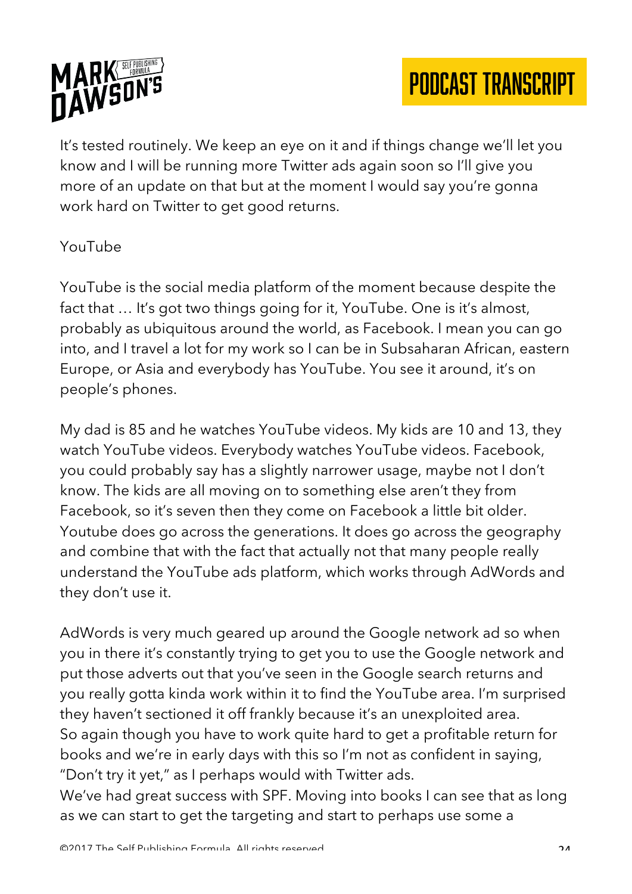It's tested routinely. We keep an eye on it and if things change we'll let you know and I will be running more Twitter ads again soon so I'll give you more of an update on that but at the moment I would say you're gonna work hard on Twitter to get good returns.

YouTube

YouTube is the social media platform of the moment because despite the fact that … It's got two things going for it, YouTube. One is it's almost, probably as ubiquitous around the world, as Facebook. I mean you can go into, and I travel a lot for my work so I can be in Subsaharan African, eastern Europe, or Asia and everybody has YouTube. You see it around, it's on people's phones.

My dad is 85 and he watches YouTube videos. My kids are 10 and 13, they watch YouTube videos. Everybody watches YouTube videos. Facebook, you could probably say has a slightly narrower usage, maybe not I don't know. The kids are all moving on to something else aren't they from Facebook, so it's seven then they come on Facebook a little bit older. Youtube does go across the generations. It does go across the geography and combine that with the fact that actually not that many people really understand the YouTube ads platform, which works through AdWords and they don't use it.

AdWords is very much geared up around the Google network ad so when you in there it's constantly trying to get you to use the Google network and put those adverts out that you've seen in the Google search returns and you really gotta kinda work within it to find the YouTube area. I'm surprised they haven't sectioned it off frankly because it's an unexploited area.
So again though you have to work quite hard to get a profitable return for books and we're in early days with this so I'm not as confident in saying, "Don't try it yet," as I perhaps would with Twitter ads.
We've had great success with SPF. Moving into books I can see that as long as we can start to get the targeting and start to perhaps use some a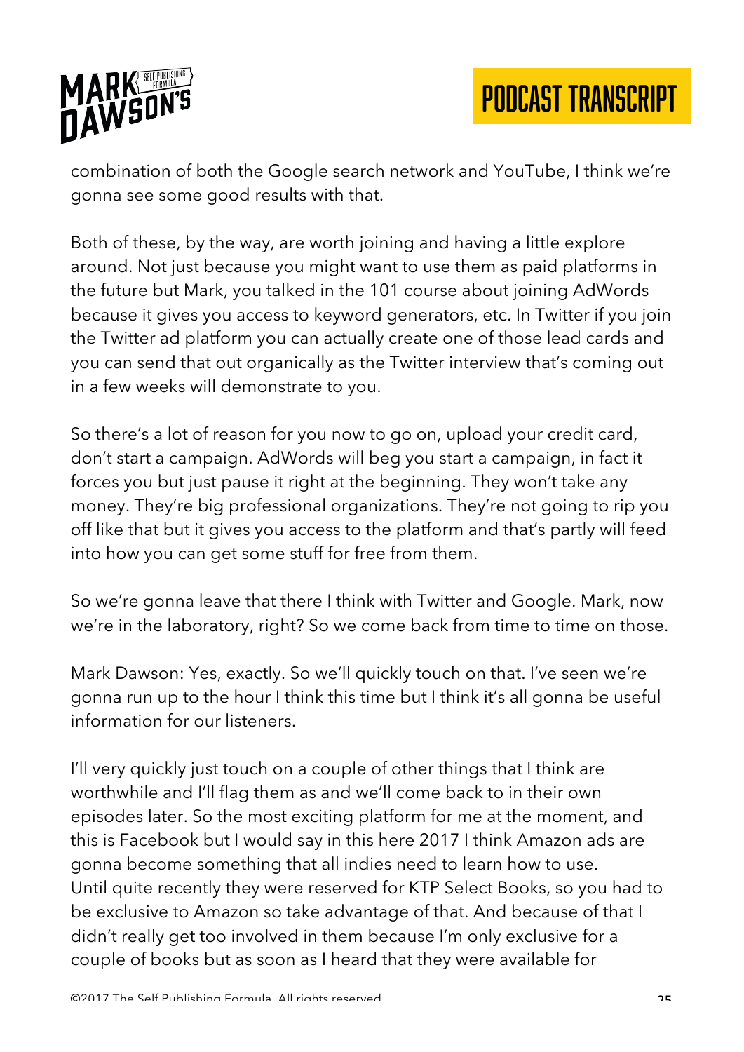combination of both the Google search network and YouTube, I think we're gonna see some good results with that.

Both of these, by the way, are worth joining and having a little explore around. Not just because you might want to use them as paid platforms in the future but Mark, you talked in the 101 course about joining AdWords because it gives you access to keyword generators, etc. In Twitter if you join the Twitter ad platform you can actually create one of those lead cards and you can send that out organically as the Twitter interview that's coming out in a few weeks will demonstrate to you.

So there's a lot of reason for you now to go on, upload your credit card, don't start a campaign. AdWords will beg you start a campaign, in fact it forces you but just pause it right at the beginning. They won't take any money. They're big professional organizations. They're not going to rip you off like that but it gives you access to the platform and that's partly will feed into how you can get some stuff for free from them.

So we're gonna leave that there I think with Twitter and Google. Mark, now we're in the laboratory, right? So we come back from time to time on those.

Mark Dawson: Yes, exactly. So we'll quickly touch on that. I've seen we're gonna run up to the hour I think this time but I think it's all gonna be useful information for our listeners.

I'll very quickly just touch on a couple of other things that I think are worthwhile and I'll flag them as and we'll come back to in their own episodes later. So the most exciting platform for me at the moment, and this is Facebook but I would say in this here 2017 I think Amazon ads are gonna become something that all indies need to learn how to use. Until quite recently they were reserved for KTP Select Books, so you had to be exclusive to Amazon so take advantage of that. And because of that I didn't really get too involved in them because I'm only exclusive for a couple of books but as soon as I heard that they were available for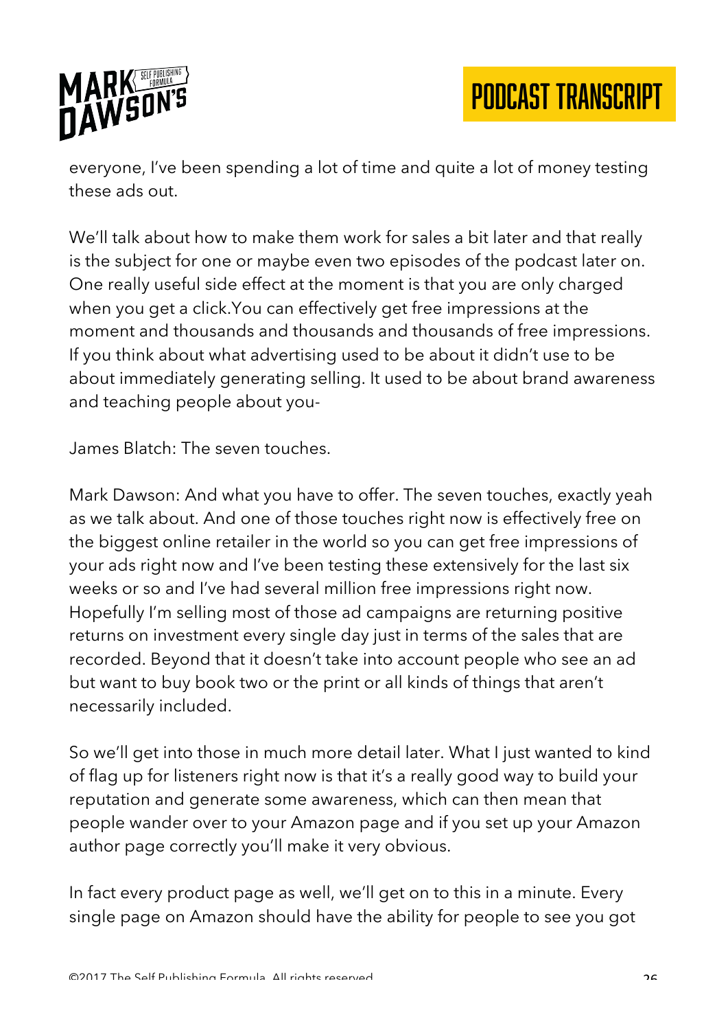everyone, I've been spending a lot of time and quite a lot of money testing these ads out.

We'll talk about how to make them work for sales a bit later and that really is the subject for one or maybe even two episodes of the podcast later on. One really useful side effect at the moment is that you are only charged when you get a click.You can effectively get free impressions at the moment and thousands and thousands and thousands of free impressions. If you think about what advertising used to be about it didn't use to be about immediately generating selling. It used to be about brand awareness and teaching people about you-

James Blatch: The seven touches.

Mark Dawson: And what you have to offer. The seven touches, exactly yeah as we talk about. And one of those touches right now is effectively free on the biggest online retailer in the world so you can get free impressions of your ads right now and I've been testing these extensively for the last six weeks or so and I've had several million free impressions right now. Hopefully I'm selling most of those ad campaigns are returning positive returns on investment every single day just in terms of the sales that are recorded. Beyond that it doesn't take into account people who see an ad but want to buy book two or the print or all kinds of things that aren't necessarily included.

So we'll get into those in much more detail later. What I just wanted to kind of flag up for listeners right now is that it's a really good way to build your reputation and generate some awareness, which can then mean that people wander over to your Amazon page and if you set up your Amazon author page correctly you'll make it very obvious.

In fact every product page as well, we'll get on to this in a minute. Every single page on Amazon should have the ability for people to see you got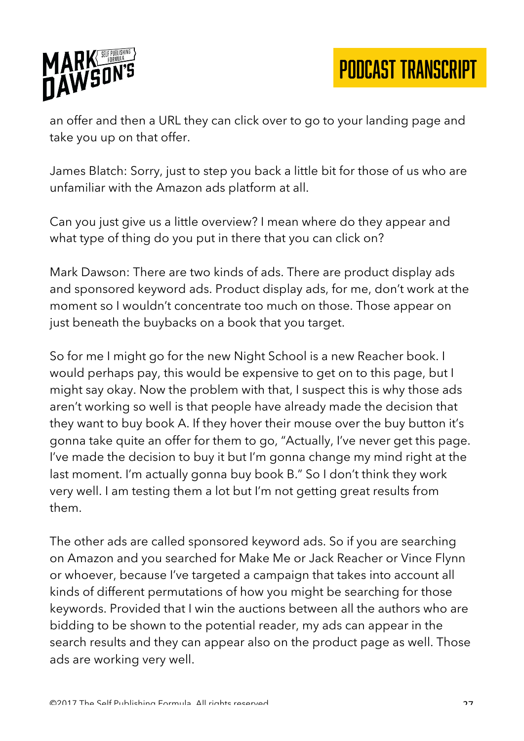an offer and then a URL they can click over to go to your landing page and take you up on that offer.

James Blatch: Sorry, just to step you back a little bit for those of us who are unfamiliar with the Amazon ads platform at all.

Can you just give us a little overview? I mean where do they appear and what type of thing do you put in there that you can click on?

Mark Dawson: There are two kinds of ads. There are product display ads and sponsored keyword ads. Product display ads, for me, don't work at the moment so I wouldn't concentrate too much on those. Those appear on just beneath the buybacks on a book that you target.

So for me I might go for the new Night School is a new Reacher book. I would perhaps pay, this would be expensive to get on to this page, but I might say okay. Now the problem with that, I suspect this is why those ads aren't working so well is that people have already made the decision that they want to buy book A. If they hover their mouse over the buy button it's gonna take quite an offer for them to go, "Actually, I've never get this page. I've made the decision to buy it but I'm gonna change my mind right at the last moment. I'm actually gonna buy book B." So I don't think they work very well. I am testing them a lot but I'm not getting great results from them.

The other ads are called sponsored keyword ads. So if you are searching on Amazon and you searched for Make Me or Jack Reacher or Vince Flynn or whoever, because I've targeted a campaign that takes into account all kinds of different permutations of how you might be searching for those keywords. Provided that I win the auctions between all the authors who are bidding to be shown to the potential reader, my ads can appear in the search results and they can appear also on the product page as well. Those ads are working very well.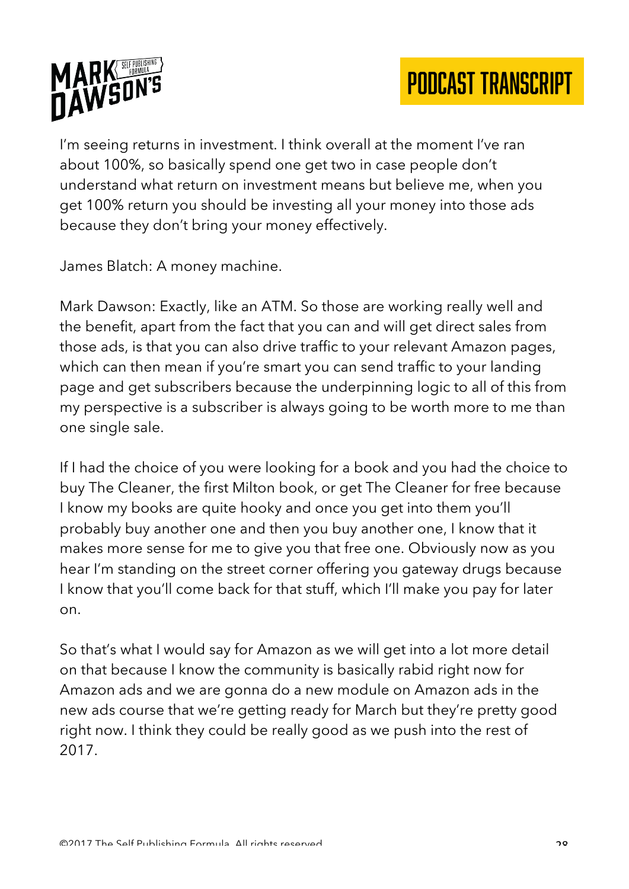I'm seeing returns in investment. I think overall at the moment I've ran about 100%, so basically spend one get two in case people don't understand what return on investment means but believe me, when you get 100% return you should be investing all your money into those ads because they don't bring your money effectively.

James Blatch: A money machine.

Mark Dawson: Exactly, like an ATM. So those are working really well and the benefit, apart from the fact that you can and will get direct sales from those ads, is that you can also drive traffic to your relevant Amazon pages, which can then mean if you're smart you can send traffic to your landing page and get subscribers because the underpinning logic to all of this from my perspective is a subscriber is always going to be worth more to me than one single sale.

If I had the choice of you were looking for a book and you had the choice to buy The Cleaner, the first Milton book, or get The Cleaner for free because I know my books are quite hooky and once you get into them you'll probably buy another one and then you buy another one, I know that it makes more sense for me to give you that free one. Obviously now as you hear I'm standing on the street corner offering you gateway drugs because I know that you'll come back for that stuff, which I'll make you pay for later on.

So that's what I would say for Amazon as we will get into a lot more detail on that because I know the community is basically rabid right now for Amazon ads and we are gonna do a new module on Amazon ads in the new ads course that we're getting ready for March but they're pretty good right now. I think they could be really good as we push into the rest of 2017.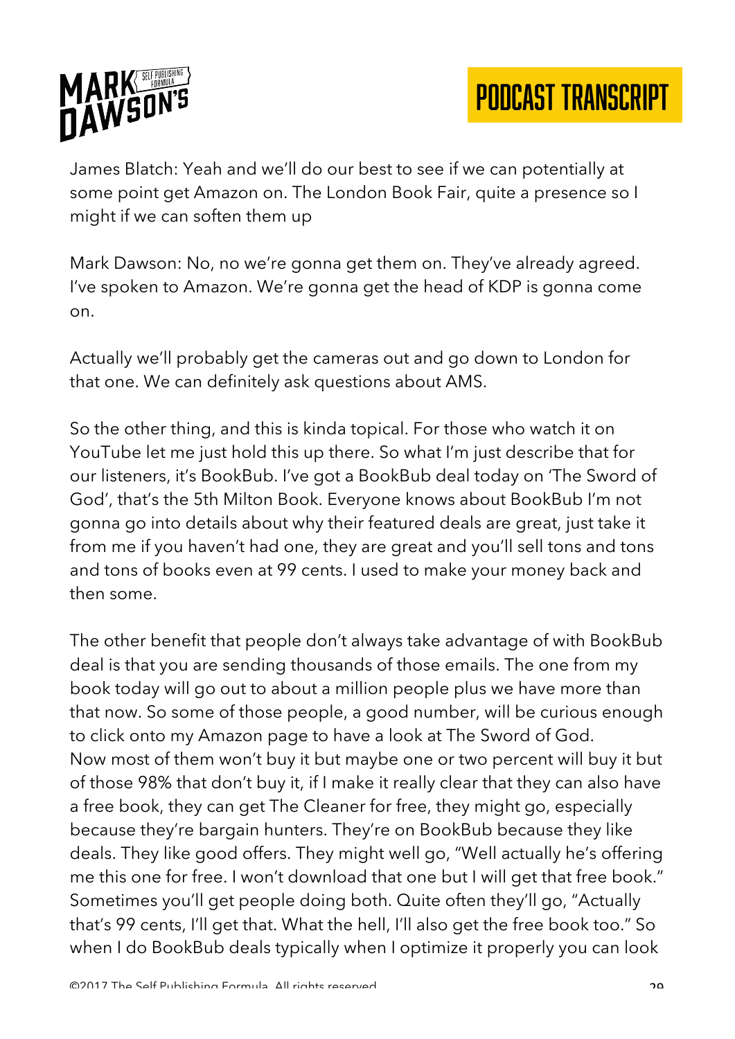James Blatch: Yeah and we'll do our best to see if we can potentially at some point get Amazon on. The London Book Fair, quite a presence so I might if we can soften them up

Mark Dawson: No, no we're gonna get them on. They've already agreed. I've spoken to Amazon. We're gonna get the head of KDP is gonna come on.

Actually we'll probably get the cameras out and go down to London for that one. We can definitely ask questions about AMS.

So the other thing, and this is kinda topical. For those who watch it on YouTube let me just hold this up there. So what I'm just describe that for our listeners, it's BookBub. I've got a BookBub deal today on 'The Sword of God', that's the 5th Milton Book. Everyone knows about BookBub I'm not gonna go into details about why their featured deals are great, just take it from me if you haven't had one, they are great and you'll sell tons and tons and tons of books even at 99 cents. I used to make your money back and then some.

The other benefit that people don't always take advantage of with BookBub deal is that you are sending thousands of those emails. The one from my book today will go out to about a million people plus we have more than that now. So some of those people, a good number, will be curious enough to click onto my Amazon page to have a look at The Sword of God. Now most of them won't buy it but maybe one or two percent will buy it but of those 98% that don't buy it, if I make it really clear that they can also have a free book, they can get The Cleaner for free, they might go, especially because they're bargain hunters. They're on BookBub because they like deals. They like good offers. They might well go, "Well actually he's offering me this one for free. I won't download that one but I will get that free book." Sometimes you'll get people doing both. Quite often they'll go, "Actually that's 99 cents, I'll get that. What the hell, I'll also get the free book too." So when I do BookBub deals typically when I optimize it properly you can look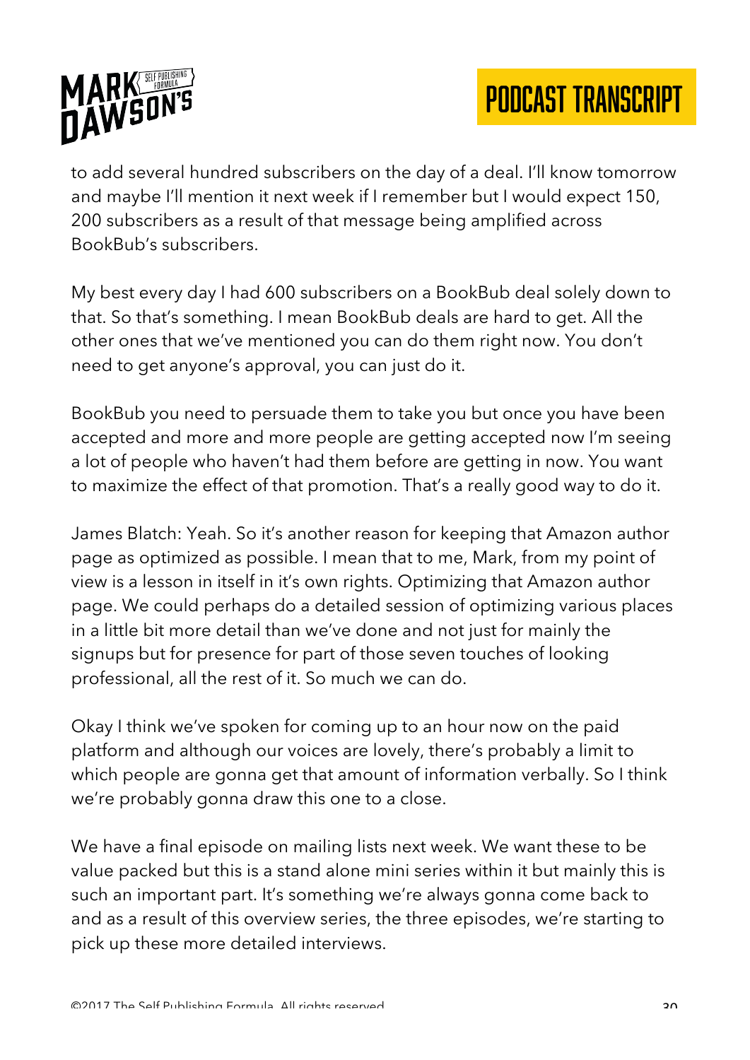to add several hundred subscribers on the day of a deal. I'll know tomorrow and maybe I'll mention it next week if I remember but I would expect 150, 200 subscribers as a result of that message being amplified across BookBub's subscribers.

My best every day I had 600 subscribers on a BookBub deal solely down to that. So that's something. I mean BookBub deals are hard to get. All the other ones that we've mentioned you can do them right now. You don't need to get anyone's approval, you can just do it.

BookBub you need to persuade them to take you but once you have been accepted and more and more people are getting accepted now I'm seeing a lot of people who haven't had them before are getting in now. You want to maximize the effect of that promotion. That's a really good way to do it.

James Blatch: Yeah. So it's another reason for keeping that Amazon author page as optimized as possible. I mean that to me, Mark, from my point of view is a lesson in itself in it's own rights. Optimizing that Amazon author page. We could perhaps do a detailed session of optimizing various places in a little bit more detail than we've done and not just for mainly the signups but for presence for part of those seven touches of looking professional, all the rest of it. So much we can do.

Okay I think we've spoken for coming up to an hour now on the paid platform and although our voices are lovely, there's probably a limit to which people are gonna get that amount of information verbally. So I think we're probably gonna draw this one to a close.

We have a final episode on mailing lists next week. We want these to be value packed but this is a stand alone mini series within it but mainly this is such an important part. It's something we're always gonna come back to and as a result of this overview series, the three episodes, we're starting to pick up these more detailed interviews.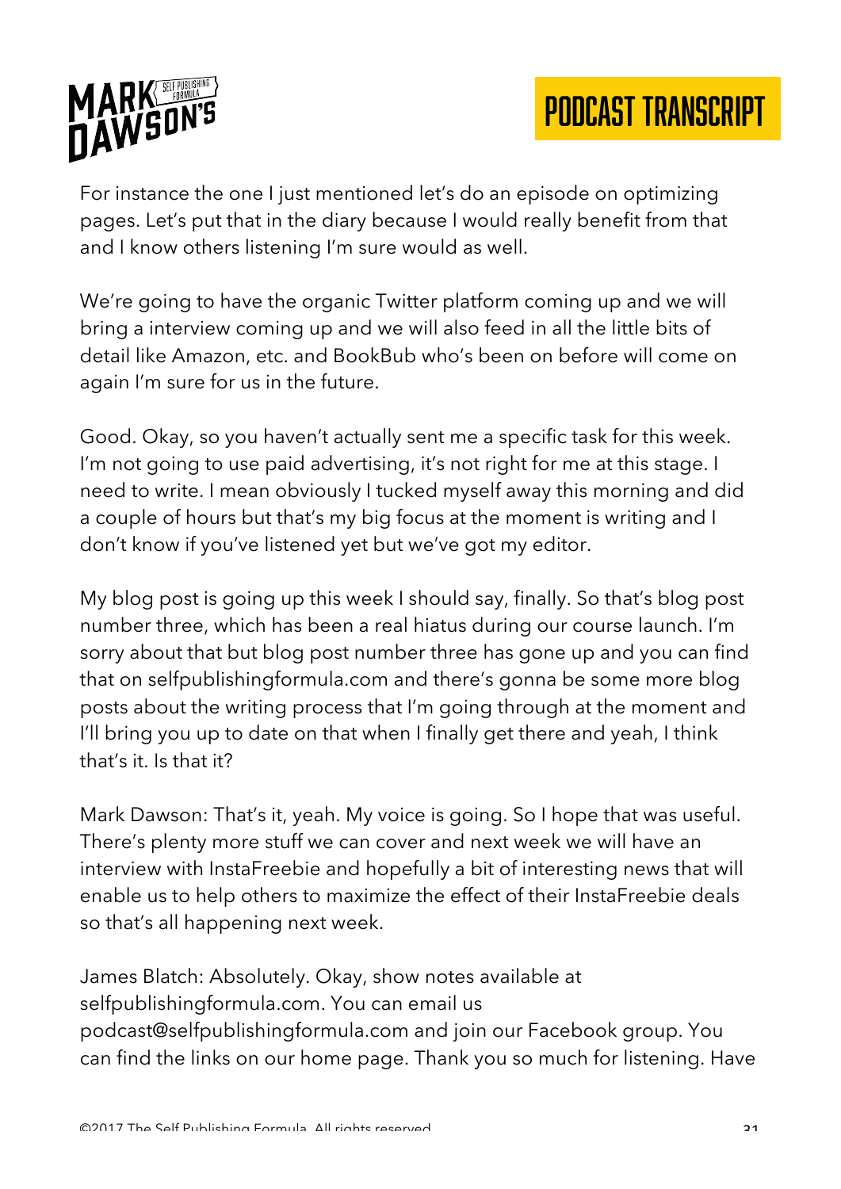For instance the one I just mentioned let's do an episode on optimizing pages. Let's put that in the diary because I would really benefit from that and I know others listening I'm sure would as well.

We're going to have the organic Twitter platform coming up and we will bring a interview coming up and we will also feed in all the little bits of detail like Amazon, etc. and BookBub who's been on before will come on again I'm sure for us in the future.

Good. Okay, so you haven't actually sent me a specific task for this week. I'm not going to use paid advertising, it's not right for me at this stage. I need to write. I mean obviously I tucked myself away this morning and did a couple of hours but that's my big focus at the moment is writing and I don't know if you've listened yet but we've got my editor.

My blog post is going up this week I should say, finally. So that's blog post number three, which has been a real hiatus during our course launch. I'm sorry about that but blog post number three has gone up and you can find that on selfpublishingformula.com and there's gonna be some more blog posts about the writing process that I'm going through at the moment and I'll bring you up to date on that when I finally get there and yeah, I think that's it. Is that it?

Mark Dawson: That's it, yeah. My voice is going. So I hope that was useful. There's plenty more stuff we can cover and next week we will have an interview with InstaFreebie and hopefully a bit of interesting news that will enable us to help others to maximize the effect of their InstaFreebie deals so that's all happening next week.

James Blatch: Absolutely. Okay, show notes available at selfpublishingformula.com. You can email us podcast@selfpublishingformula.com and join our Facebook group. You can find the links on our home page. Thank you so much for listening. Have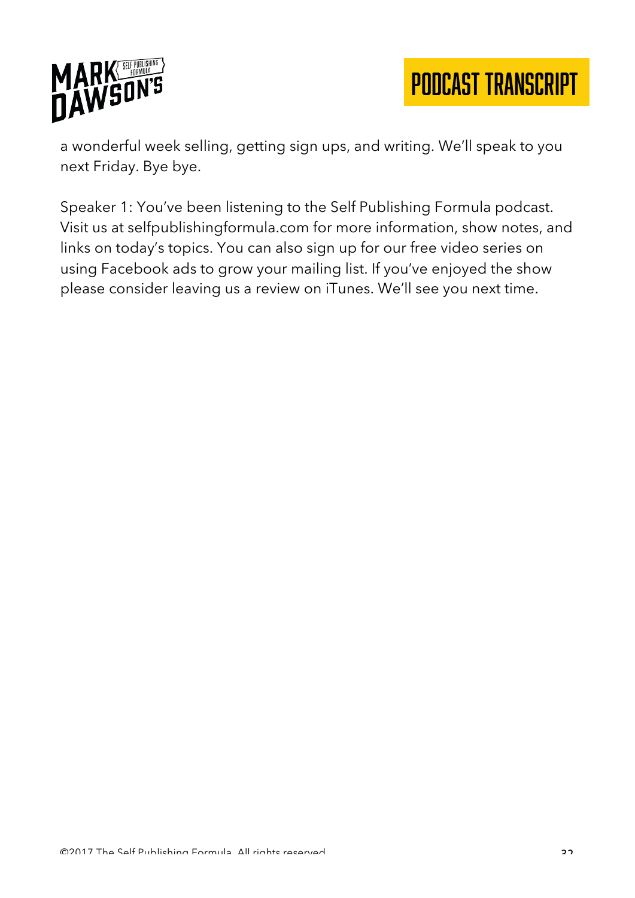a wonderful week selling, getting sign ups, and writing. We'll speak to you next Friday. Bye bye.

Speaker 1: You've been listening to the Self Publishing Formula podcast. Visit us at selfpublishingformula.com for more information, show notes, and links on today's topics. You can also sign up for our free video series on using Facebook ads to grow your mailing list. If you've enjoyed the show please consider leaving us a review on iTunes. We'll see you next time.